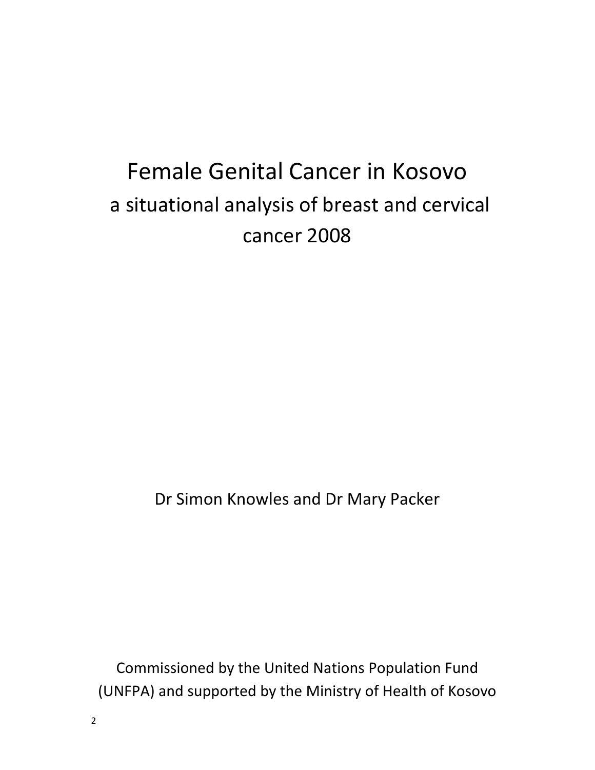# Female Genital Cancer in Kosovo

## a situational analysis of breast and cervical cancer 2008

Dr Simon Knowles and Dr Mary Packer

Commissioned by the United Nations Population Fund (UNFPA) and supported by the Ministry of Health of Kosovo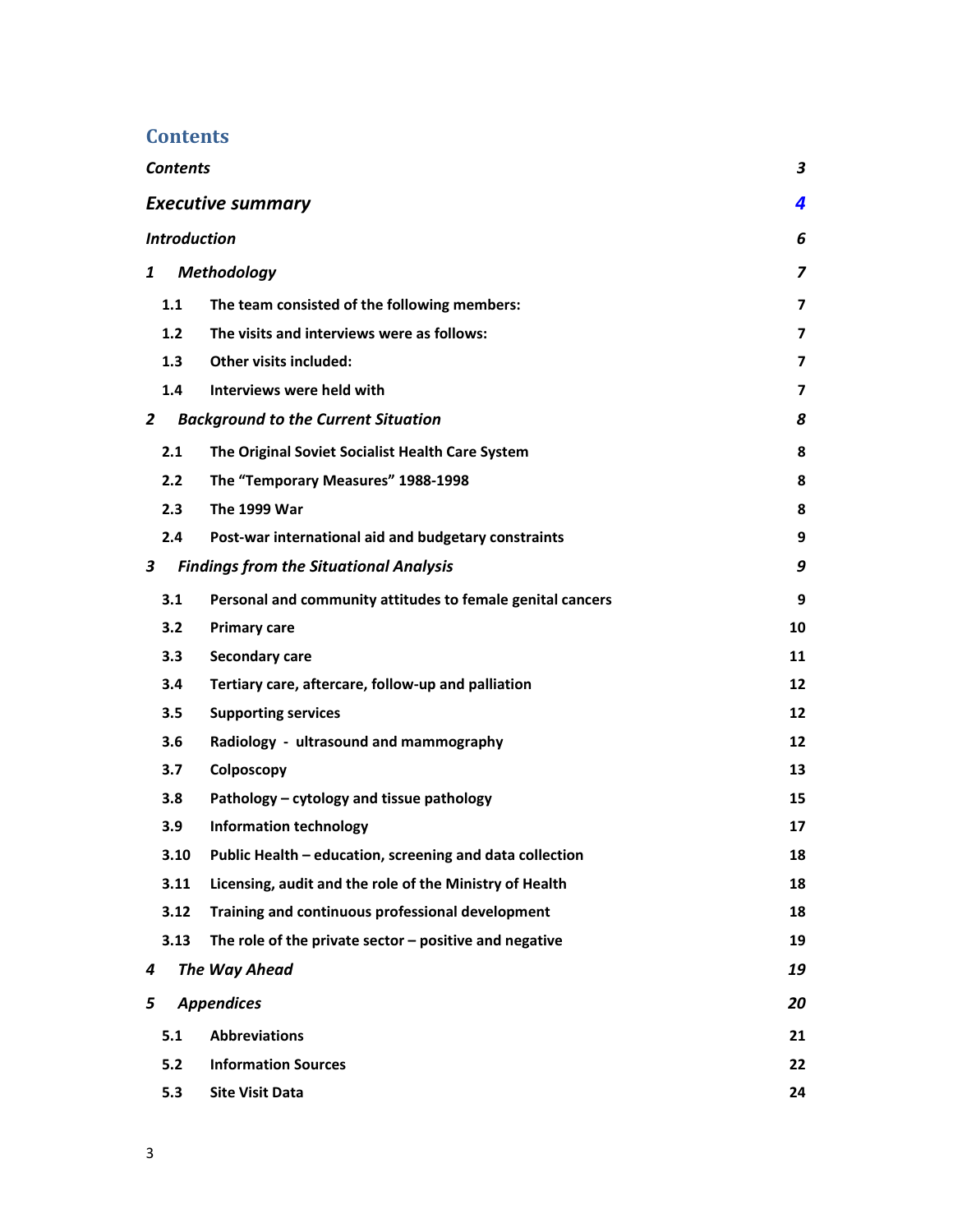# Contents

| | | |
|---|---|---|
| *Contents* | | *3* |
| *Executive summary* | | *4* |
| *Introduction* | | *6* |
| *1* | *Methodology* | *7* |
| 1.1 | The team consisted of the following members: | 7 |
| 1.2 | The visits and interviews were as follows: | 7 |
| 1.3 | Other visits included: | 7 |
| 1.4 | Interviews were held with | 7 |
| *2* | *Background to the Current Situation* | *8* |
| 2.1 | The Original Soviet Socialist Health Care System | 8 |
| 2.2 | The "Temporary Measures" 1988-1998 | 8 |
| 2.3 | The 1999 War | 8 |
| 2.4 | Post-war international aid and budgetary constraints | 9 |
| *3* | *Findings from the Situational Analysis* | *9* |
| 3.1 | Personal and community attitudes to female genital cancers | 9 |
| 3.2 | Primary care | 10 |
| 3.3 | Secondary care | 11 |
| 3.4 | Tertiary care, aftercare, follow-up and palliation | 12 |
| 3.5 | Supporting services | 12 |
| 3.6 | Radiology - ultrasound and mammography | 12 |
| 3.7 | Colposcopy | 13 |
| 3.8 | Pathology – cytology and tissue pathology | 15 |
| 3.9 | Information technology | 17 |
| 3.10 | Public Health – education, screening and data collection | 18 |
| 3.11 | Licensing, audit and the role of the Ministry of Health | 18 |
| 3.12 | Training and continuous professional development | 18 |
| 3.13 | The role of the private sector – positive and negative | 19 |
| *4* | *The Way Ahead* | *19* |
| *5* | *Appendices* | *20* |
| 5.1 | Abbreviations | 21 |
| 5.2 | Information Sources | 22 |
| 5.3 | Site Visit Data | 24 |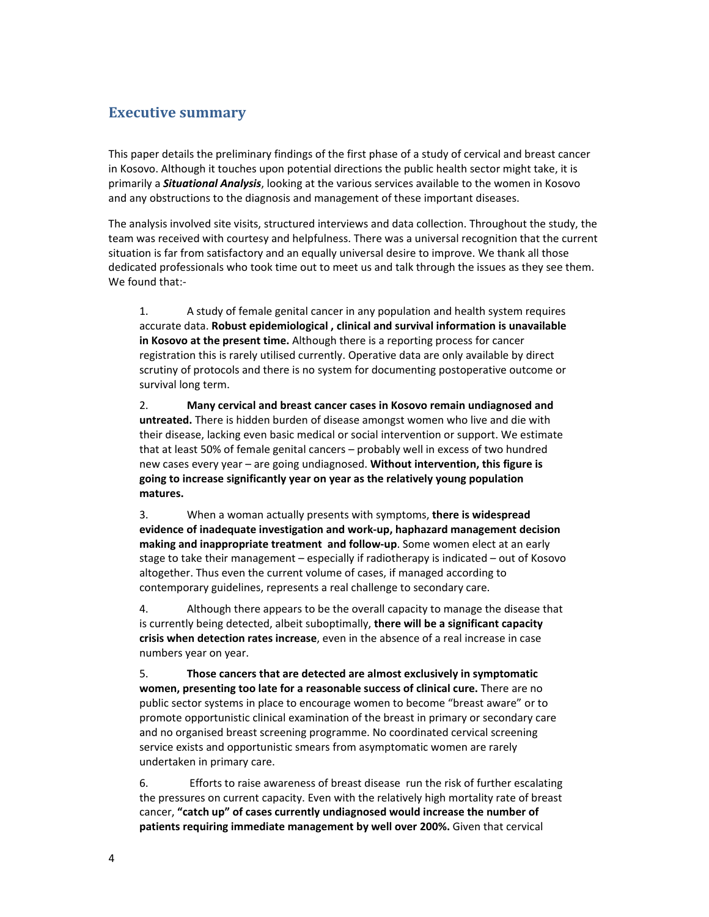## Executive summary

This paper details the preliminary findings of the first phase of a study of cervical and breast cancer in Kosovo. Although it touches upon potential directions the public health sector might take, it is primarily a ***Situational Analysis***, looking at the various services available to the women in Kosovo and any obstructions to the diagnosis and management of these important diseases.

The analysis involved site visits, structured interviews and data collection. Throughout the study, the team was received with courtesy and helpfulness. There was a universal recognition that the current situation is far from satisfactory and an equally universal desire to improve. We thank all those dedicated professionals who took time out to meet us and talk through the issues as they see them. We found that:-

1. A study of female genital cancer in any population and health system requires accurate data. **Robust epidemiological , clinical and survival information is unavailable in Kosovo at the present time.** Although there is a reporting process for cancer registration this is rarely utilised currently. Operative data are only available by direct scrutiny of protocols and there is no system for documenting postoperative outcome or survival long term.

2. **Many cervical and breast cancer cases in Kosovo remain undiagnosed and untreated.** There is hidden burden of disease amongst women who live and die with their disease, lacking even basic medical or social intervention or support. We estimate that at least 50% of female genital cancers – probably well in excess of two hundred new cases every year – are going undiagnosed. **Without intervention, this figure is going to increase significantly year on year as the relatively young population matures.**

3. When a woman actually presents with symptoms, **there is widespread evidence of inadequate investigation and work-up, haphazard management decision making and inappropriate treatment and follow-up**. Some women elect at an early stage to take their management – especially if radiotherapy is indicated – out of Kosovo altogether. Thus even the current volume of cases, if managed according to contemporary guidelines, represents a real challenge to secondary care.

4. Although there appears to be the overall capacity to manage the disease that is currently being detected, albeit suboptimally, **there will be a significant capacity crisis when detection rates increase**, even in the absence of a real increase in case numbers year on year.

5. **Those cancers that are detected are almost exclusively in symptomatic women, presenting too late for a reasonable success of clinical cure.** There are no public sector systems in place to encourage women to become "breast aware" or to promote opportunistic clinical examination of the breast in primary or secondary care and no organised breast screening programme. No coordinated cervical screening service exists and opportunistic smears from asymptomatic women are rarely undertaken in primary care.

6. Efforts to raise awareness of breast disease run the risk of further escalating the pressures on current capacity. Even with the relatively high mortality rate of breast cancer, **"catch up" of cases currently undiagnosed would increase the number of patients requiring immediate management by well over 200%.** Given that cervical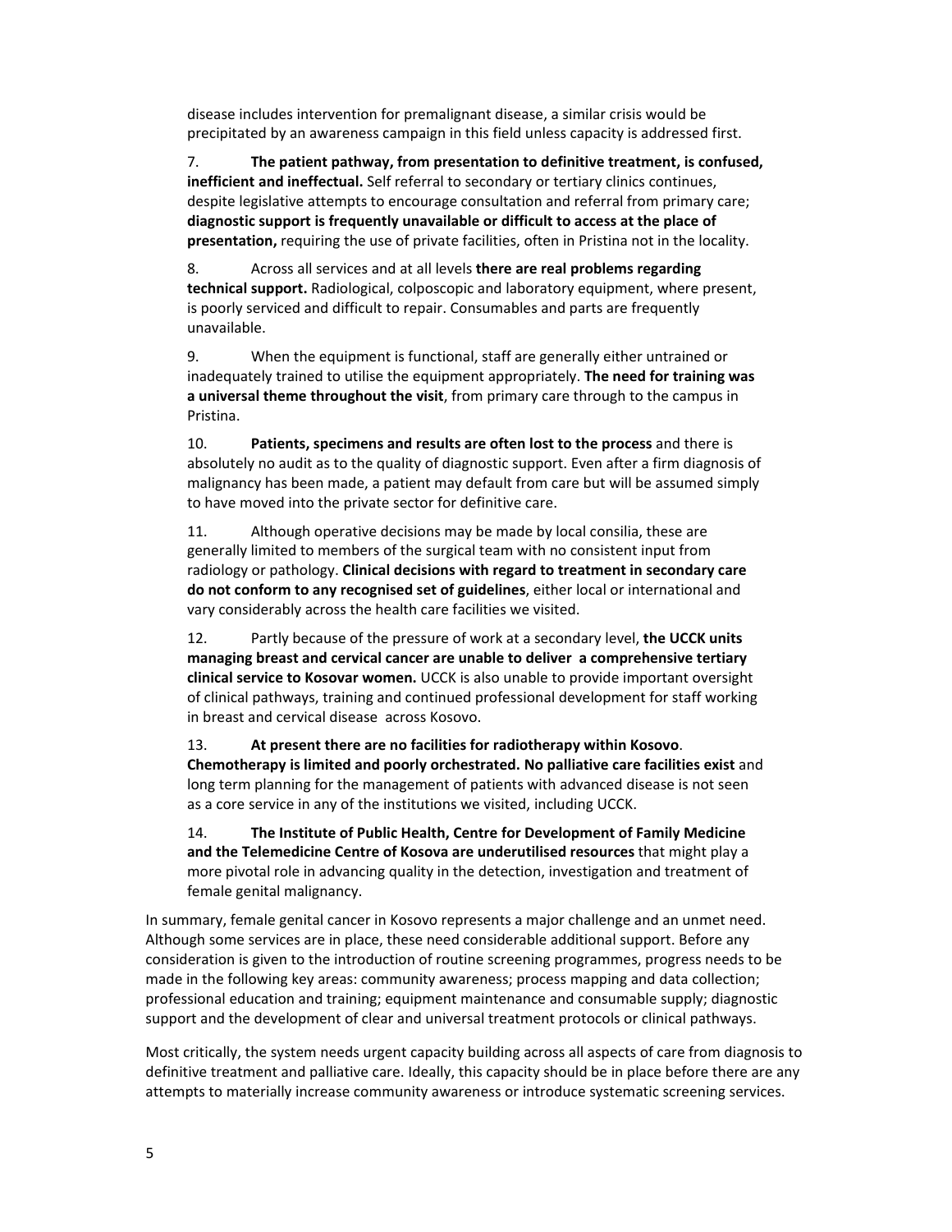disease includes intervention for premalignant disease, a similar crisis would be precipitated by an awareness campaign in this field unless capacity is addressed first.

7. **The patient pathway, from presentation to definitive treatment, is confused, inefficient and ineffectual.** Self referral to secondary or tertiary clinics continues, despite legislative attempts to encourage consultation and referral from primary care; **diagnostic support is frequently unavailable or difficult to access at the place of presentation,** requiring the use of private facilities, often in Pristina not in the locality.

8. Across all services and at all levels **there are real problems regarding technical support.** Radiological, colposcopic and laboratory equipment, where present, is poorly serviced and difficult to repair. Consumables and parts are frequently unavailable.

9. When the equipment is functional, staff are generally either untrained or inadequately trained to utilise the equipment appropriately. **The need for training was a universal theme throughout the visit**, from primary care through to the campus in Pristina.

10. **Patients, specimens and results are often lost to the process** and there is absolutely no audit as to the quality of diagnostic support. Even after a firm diagnosis of malignancy has been made, a patient may default from care but will be assumed simply to have moved into the private sector for definitive care.

11. Although operative decisions may be made by local consilia, these are generally limited to members of the surgical team with no consistent input from radiology or pathology. **Clinical decisions with regard to treatment in secondary care do not conform to any recognised set of guidelines**, either local or international and vary considerably across the health care facilities we visited.

12. Partly because of the pressure of work at a secondary level, **the UCCK units managing breast and cervical cancer are unable to deliver a comprehensive tertiary clinical service to Kosovar women.** UCCK is also unable to provide important oversight of clinical pathways, training and continued professional development for staff working in breast and cervical disease across Kosovo.

13. **At present there are no facilities for radiotherapy within Kosovo**. **Chemotherapy is limited and poorly orchestrated. No palliative care facilities exist** and long term planning for the management of patients with advanced disease is not seen as a core service in any of the institutions we visited, including UCCK.

14. **The Institute of Public Health, Centre for Development of Family Medicine and the Telemedicine Centre of Kosova are underutilised resources** that might play a more pivotal role in advancing quality in the detection, investigation and treatment of female genital malignancy.

In summary, female genital cancer in Kosovo represents a major challenge and an unmet need. Although some services are in place, these need considerable additional support. Before any consideration is given to the introduction of routine screening programmes, progress needs to be made in the following key areas: community awareness; process mapping and data collection; professional education and training; equipment maintenance and consumable supply; diagnostic support and the development of clear and universal treatment protocols or clinical pathways.

Most critically, the system needs urgent capacity building across all aspects of care from diagnosis to definitive treatment and palliative care. Ideally, this capacity should be in place before there are any attempts to materially increase community awareness or introduce systematic screening services.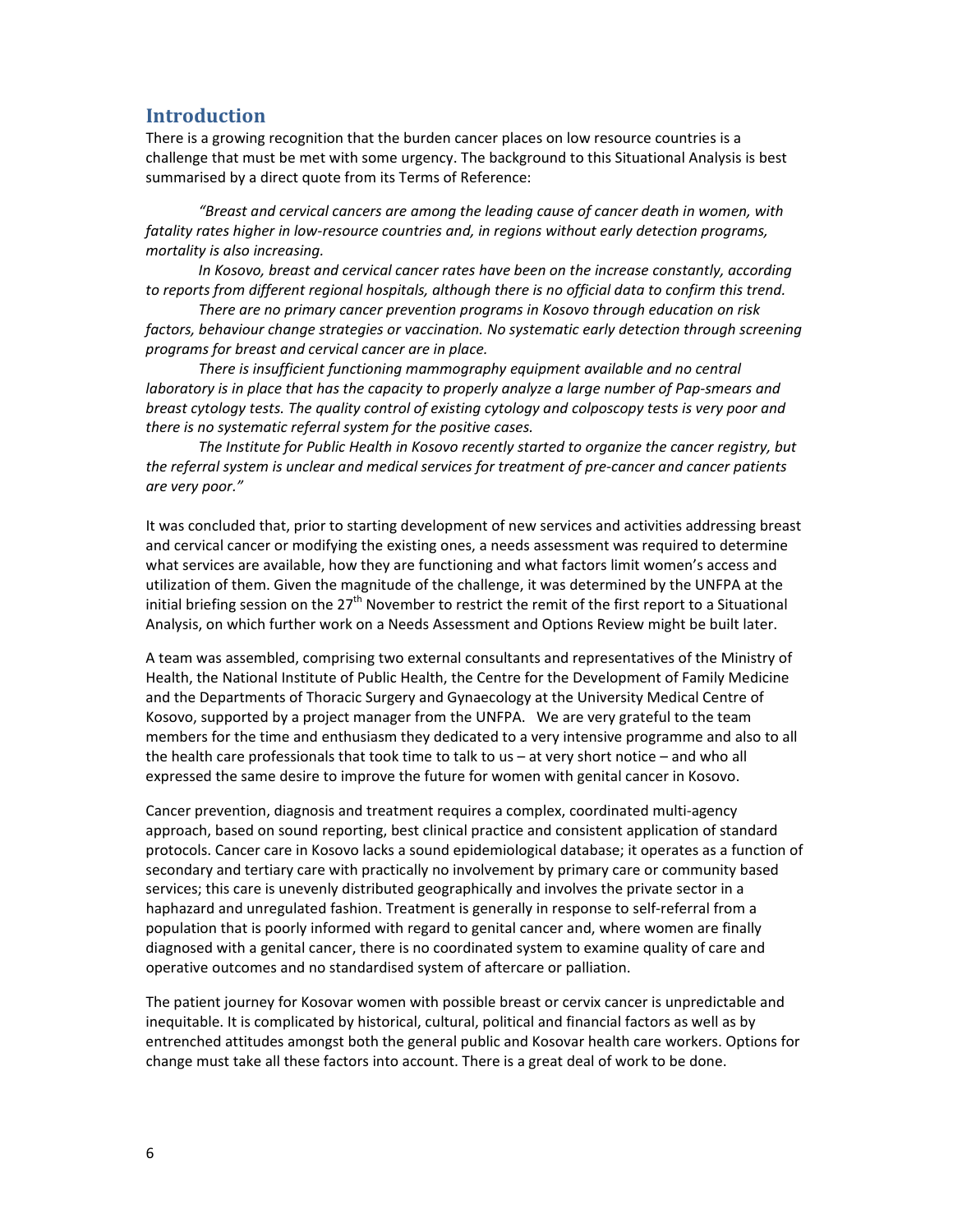## Introduction

There is a growing recognition that the burden cancer places on low resource countries is a challenge that must be met with some urgency. The background to this Situational Analysis is best summarised by a direct quote from its Terms of Reference:

> *"Breast and cervical cancers are among the leading cause of cancer death in women, with fatality rates higher in low-resource countries and, in regions without early detection programs, mortality is also increasing.*
>
> *In Kosovo, breast and cervical cancer rates have been on the increase constantly, according to reports from different regional hospitals, although there is no official data to confirm this trend.*
>
> *There are no primary cancer prevention programs in Kosovo through education on risk factors, behaviour change strategies or vaccination. No systematic early detection through screening programs for breast and cervical cancer are in place.*
>
> *There is insufficient functioning mammography equipment available and no central laboratory is in place that has the capacity to properly analyze a large number of Pap-smears and breast cytology tests. The quality control of existing cytology and colposcopy tests is very poor and there is no systematic referral system for the positive cases.*
>
> *The Institute for Public Health in Kosovo recently started to organize the cancer registry, but the referral system is unclear and medical services for treatment of pre-cancer and cancer patients are very poor."*

It was concluded that, prior to starting development of new services and activities addressing breast and cervical cancer or modifying the existing ones, a needs assessment was required to determine what services are available, how they are functioning and what factors limit women's access and utilization of them. Given the magnitude of the challenge, it was determined by the UNFPA at the initial briefing session on the 27th November to restrict the remit of the first report to a Situational Analysis, on which further work on a Needs Assessment and Options Review might be built later.

A team was assembled, comprising two external consultants and representatives of the Ministry of Health, the National Institute of Public Health, the Centre for the Development of Family Medicine and the Departments of Thoracic Surgery and Gynaecology at the University Medical Centre of Kosovo, supported by a project manager from the UNFPA. We are very grateful to the team members for the time and enthusiasm they dedicated to a very intensive programme and also to all the health care professionals that took time to talk to us – at very short notice – and who all expressed the same desire to improve the future for women with genital cancer in Kosovo.

Cancer prevention, diagnosis and treatment requires a complex, coordinated multi-agency approach, based on sound reporting, best clinical practice and consistent application of standard protocols. Cancer care in Kosovo lacks a sound epidemiological database; it operates as a function of secondary and tertiary care with practically no involvement by primary care or community based services; this care is unevenly distributed geographically and involves the private sector in a haphazard and unregulated fashion. Treatment is generally in response to self-referral from a population that is poorly informed with regard to genital cancer and, where women are finally diagnosed with a genital cancer, there is no coordinated system to examine quality of care and operative outcomes and no standardised system of aftercare or palliation.

The patient journey for Kosovar women with possible breast or cervix cancer is unpredictable and inequitable. It is complicated by historical, cultural, political and financial factors as well as by entrenched attitudes amongst both the general public and Kosovar health care workers. Options for change must take all these factors into account. There is a great deal of work to be done.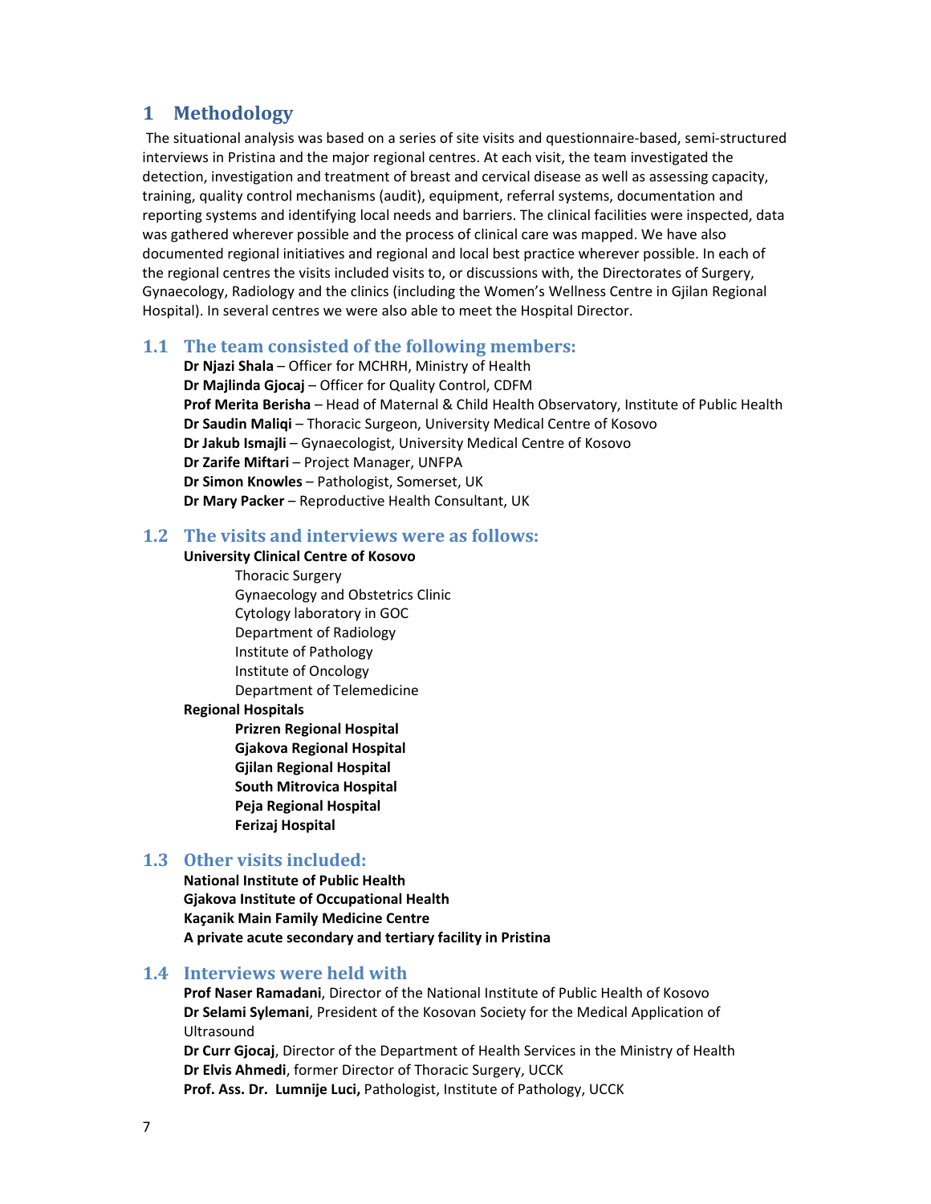# 1 Methodology

The situational analysis was based on a series of site visits and questionnaire-based, semi-structured interviews in Pristina and the major regional centres. At each visit, the team investigated the detection, investigation and treatment of breast and cervical disease as well as assessing capacity, training, quality control mechanisms (audit), equipment, referral systems, documentation and reporting systems and identifying local needs and barriers. The clinical facilities were inspected, data was gathered wherever possible and the process of clinical care was mapped. We have also documented regional initiatives and regional and local best practice wherever possible. In each of the regional centres the visits included visits to, or discussions with, the Directorates of Surgery, Gynaecology, Radiology and the clinics (including the Women's Wellness Centre in Gjilan Regional Hospital). In several centres we were also able to meet the Hospital Director.

## 1.1 The team consisted of the following members:

**Dr Njazi Shala** – Officer for MCHRH, Ministry of Health
**Dr Majlinda Gjocaj** – Officer for Quality Control, CDFM
**Prof Merita Berisha** – Head of Maternal & Child Health Observatory, Institute of Public Health
**Dr Saudin Maliqi** – Thoracic Surgeon, University Medical Centre of Kosovo
**Dr Jakub Ismajli** – Gynaecologist, University Medical Centre of Kosovo
**Dr Zarife Miftari** – Project Manager, UNFPA
**Dr Simon Knowles** – Pathologist, Somerset, UK
**Dr Mary Packer** – Reproductive Health Consultant, UK

## 1.2 The visits and interviews were as follows:

**University Clinical Centre of Kosovo**

- Thoracic Surgery
- Gynaecology and Obstetrics Clinic
- Cytology laboratory in GOC
- Department of Radiology
- Institute of Pathology
- Institute of Oncology
- Department of Telemedicine

**Regional Hospitals**

- **Prizren Regional Hospital**
- **Gjakova Regional Hospital**
- **Gjilan Regional Hospital**
- **South Mitrovica Hospital**
- **Peja Regional Hospital**
- **Ferizaj Hospital**

## 1.3 Other visits included:

**National Institute of Public Health**
**Gjakova Institute of Occupational Health**
**Kaçanik Main Family Medicine Centre**
**A private acute secondary and tertiary facility in Pristina**

## 1.4 Interviews were held with

**Prof Naser Ramadani**, Director of the National Institute of Public Health of Kosovo
**Dr Selami Sylemani**, President of the Kosovan Society for the Medical Application of Ultrasound
**Dr Curr Gjocaj**, Director of the Department of Health Services in the Ministry of Health
**Dr Elvis Ahmedi**, former Director of Thoracic Surgery, UCCK
**Prof. Ass. Dr. Lumnije Luci,** Pathologist, Institute of Pathology, UCCK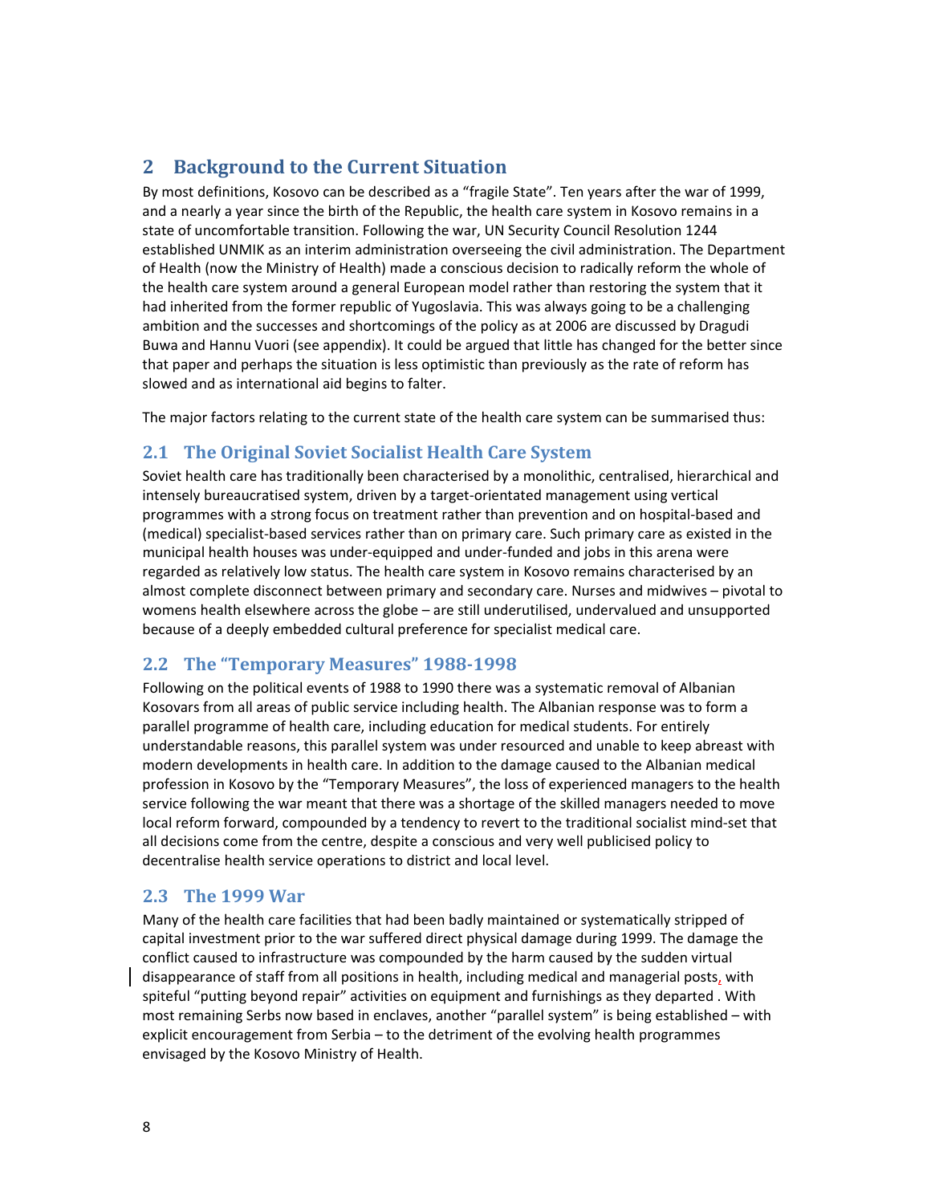## 2 Background to the Current Situation

By most definitions, Kosovo can be described as a "fragile State". Ten years after the war of 1999, and a nearly a year since the birth of the Republic, the health care system in Kosovo remains in a state of uncomfortable transition. Following the war, UN Security Council Resolution 1244 established UNMIK as an interim administration overseeing the civil administration. The Department of Health (now the Ministry of Health) made a conscious decision to radically reform the whole of the health care system around a general European model rather than restoring the system that it had inherited from the former republic of Yugoslavia. This was always going to be a challenging ambition and the successes and shortcomings of the policy as at 2006 are discussed by Dragudi Buwa and Hannu Vuori (see appendix). It could be argued that little has changed for the better since that paper and perhaps the situation is less optimistic than previously as the rate of reform has slowed and as international aid begins to falter.

The major factors relating to the current state of the health care system can be summarised thus:

### 2.1 The Original Soviet Socialist Health Care System

Soviet health care has traditionally been characterised by a monolithic, centralised, hierarchical and intensely bureaucratised system, driven by a target-orientated management using vertical programmes with a strong focus on treatment rather than prevention and on hospital-based and (medical) specialist-based services rather than on primary care. Such primary care as existed in the municipal health houses was under-equipped and under-funded and jobs in this arena were regarded as relatively low status. The health care system in Kosovo remains characterised by an almost complete disconnect between primary and secondary care. Nurses and midwives – pivotal to womens health elsewhere across the globe – are still underutilised, undervalued and unsupported because of a deeply embedded cultural preference for specialist medical care.

### 2.2 The "Temporary Measures" 1988-1998

Following on the political events of 1988 to 1990 there was a systematic removal of Albanian Kosovars from all areas of public service including health. The Albanian response was to form a parallel programme of health care, including education for medical students. For entirely understandable reasons, this parallel system was under resourced and unable to keep abreast with modern developments in health care. In addition to the damage caused to the Albanian medical profession in Kosovo by the "Temporary Measures", the loss of experienced managers to the health service following the war meant that there was a shortage of the skilled managers needed to move local reform forward, compounded by a tendency to revert to the traditional socialist mind-set that all decisions come from the centre, despite a conscious and very well publicised policy to decentralise health service operations to district and local level.

### 2.3 The 1999 War

Many of the health care facilities that had been badly maintained or systematically stripped of capital investment prior to the war suffered direct physical damage during 1999. The damage the conflict caused to infrastructure was compounded by the harm caused by the sudden virtual disappearance of staff from all positions in health, including medical and managerial posts, with spiteful "putting beyond repair" activities on equipment and furnishings as they departed . With most remaining Serbs now based in enclaves, another "parallel system" is being established – with explicit encouragement from Serbia – to the detriment of the evolving health programmes envisaged by the Kosovo Ministry of Health.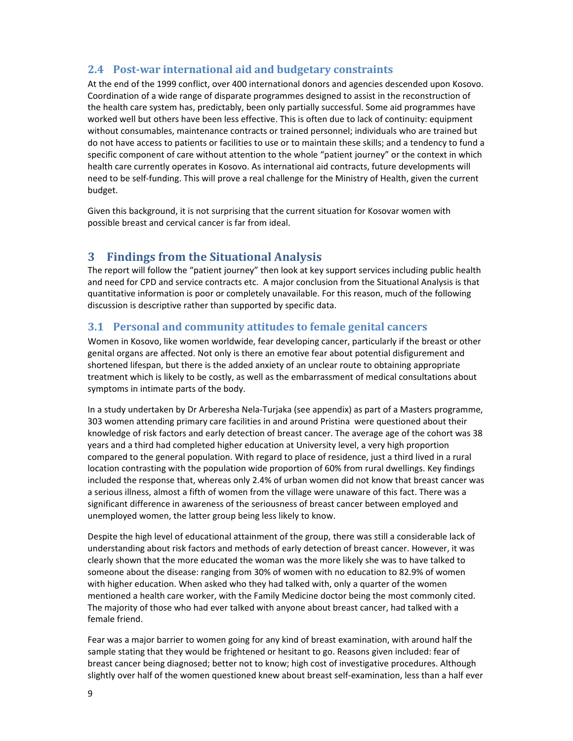## 2.4 Post-war international aid and budgetary constraints

At the end of the 1999 conflict, over 400 international donors and agencies descended upon Kosovo. Coordination of a wide range of disparate programmes designed to assist in the reconstruction of the health care system has, predictably, been only partially successful. Some aid programmes have worked well but others have been less effective. This is often due to lack of continuity: equipment without consumables, maintenance contracts or trained personnel; individuals who are trained but do not have access to patients or facilities to use or to maintain these skills; and a tendency to fund a specific component of care without attention to the whole "patient journey" or the context in which health care currently operates in Kosovo. As international aid contracts, future developments will need to be self-funding. This will prove a real challenge for the Ministry of Health, given the current budget.

Given this background, it is not surprising that the current situation for Kosovar women with possible breast and cervical cancer is far from ideal.

# 3 Findings from the Situational Analysis

The report will follow the "patient journey" then look at key support services including public health and need for CPD and service contracts etc. A major conclusion from the Situational Analysis is that quantitative information is poor or completely unavailable. For this reason, much of the following discussion is descriptive rather than supported by specific data.

## 3.1 Personal and community attitudes to female genital cancers

Women in Kosovo, like women worldwide, fear developing cancer, particularly if the breast or other genital organs are affected. Not only is there an emotive fear about potential disfigurement and shortened lifespan, but there is the added anxiety of an unclear route to obtaining appropriate treatment which is likely to be costly, as well as the embarrassment of medical consultations about symptoms in intimate parts of the body.

In a study undertaken by Dr Arberesha Nela-Turjaka (see appendix) as part of a Masters programme, 303 women attending primary care facilities in and around Pristina were questioned about their knowledge of risk factors and early detection of breast cancer. The average age of the cohort was 38 years and a third had completed higher education at University level, a very high proportion compared to the general population. With regard to place of residence, just a third lived in a rural location contrasting with the population wide proportion of 60% from rural dwellings. Key findings included the response that, whereas only 2.4% of urban women did not know that breast cancer was a serious illness, almost a fifth of women from the village were unaware of this fact. There was a significant difference in awareness of the seriousness of breast cancer between employed and unemployed women, the latter group being less likely to know.

Despite the high level of educational attainment of the group, there was still a considerable lack of understanding about risk factors and methods of early detection of breast cancer. However, it was clearly shown that the more educated the woman was the more likely she was to have talked to someone about the disease: ranging from 30% of women with no education to 82.9% of women with higher education. When asked who they had talked with, only a quarter of the women mentioned a health care worker, with the Family Medicine doctor being the most commonly cited. The majority of those who had ever talked with anyone about breast cancer, had talked with a female friend.

Fear was a major barrier to women going for any kind of breast examination, with around half the sample stating that they would be frightened or hesitant to go. Reasons given included: fear of breast cancer being diagnosed; better not to know; high cost of investigative procedures. Although slightly over half of the women questioned knew about breast self-examination, less than a half ever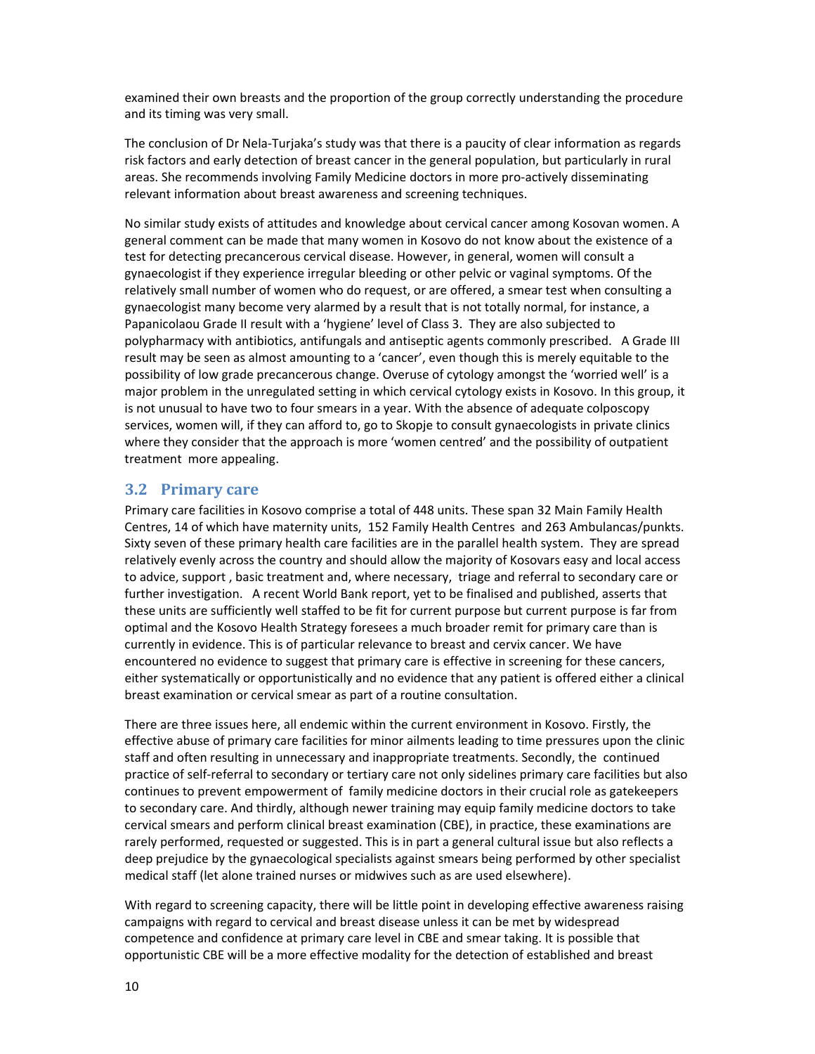examined their own breasts and the proportion of the group correctly understanding the procedure and its timing was very small.

The conclusion of Dr Nela-Turjaka's study was that there is a paucity of clear information as regards risk factors and early detection of breast cancer in the general population, but particularly in rural areas. She recommends involving Family Medicine doctors in more pro-actively disseminating relevant information about breast awareness and screening techniques.

No similar study exists of attitudes and knowledge about cervical cancer among Kosovan women. A general comment can be made that many women in Kosovo do not know about the existence of a test for detecting precancerous cervical disease. However, in general, women will consult a gynaecologist if they experience irregular bleeding or other pelvic or vaginal symptoms. Of the relatively small number of women who do request, or are offered, a smear test when consulting a gynaecologist many become very alarmed by a result that is not totally normal, for instance, a Papanicolaou Grade II result with a 'hygiene' level of Class 3. They are also subjected to polypharmacy with antibiotics, antifungals and antiseptic agents commonly prescribed. A Grade III result may be seen as almost amounting to a 'cancer', even though this is merely equitable to the possibility of low grade precancerous change. Overuse of cytology amongst the 'worried well' is a major problem in the unregulated setting in which cervical cytology exists in Kosovo. In this group, it is not unusual to have two to four smears in a year. With the absence of adequate colposcopy services, women will, if they can afford to, go to Skopje to consult gynaecologists in private clinics where they consider that the approach is more 'women centred' and the possibility of outpatient treatment more appealing.

## 3.2 Primary care

Primary care facilities in Kosovo comprise a total of 448 units. These span 32 Main Family Health Centres, 14 of which have maternity units, 152 Family Health Centres and 263 Ambulancas/punkts. Sixty seven of these primary health care facilities are in the parallel health system. They are spread relatively evenly across the country and should allow the majority of Kosovars easy and local access to advice, support , basic treatment and, where necessary, triage and referral to secondary care or further investigation. A recent World Bank report, yet to be finalised and published, asserts that these units are sufficiently well staffed to be fit for current purpose but current purpose is far from optimal and the Kosovo Health Strategy foresees a much broader remit for primary care than is currently in evidence. This is of particular relevance to breast and cervix cancer. We have encountered no evidence to suggest that primary care is effective in screening for these cancers, either systematically or opportunistically and no evidence that any patient is offered either a clinical breast examination or cervical smear as part of a routine consultation.

There are three issues here, all endemic within the current environment in Kosovo. Firstly, the effective abuse of primary care facilities for minor ailments leading to time pressures upon the clinic staff and often resulting in unnecessary and inappropriate treatments. Secondly, the continued practice of self-referral to secondary or tertiary care not only sidelines primary care facilities but also continues to prevent empowerment of family medicine doctors in their crucial role as gatekeepers to secondary care. And thirdly, although newer training may equip family medicine doctors to take cervical smears and perform clinical breast examination (CBE), in practice, these examinations are rarely performed, requested or suggested. This is in part a general cultural issue but also reflects a deep prejudice by the gynaecological specialists against smears being performed by other specialist medical staff (let alone trained nurses or midwives such as are used elsewhere).

With regard to screening capacity, there will be little point in developing effective awareness raising campaigns with regard to cervical and breast disease unless it can be met by widespread competence and confidence at primary care level in CBE and smear taking. It is possible that opportunistic CBE will be a more effective modality for the detection of established and breast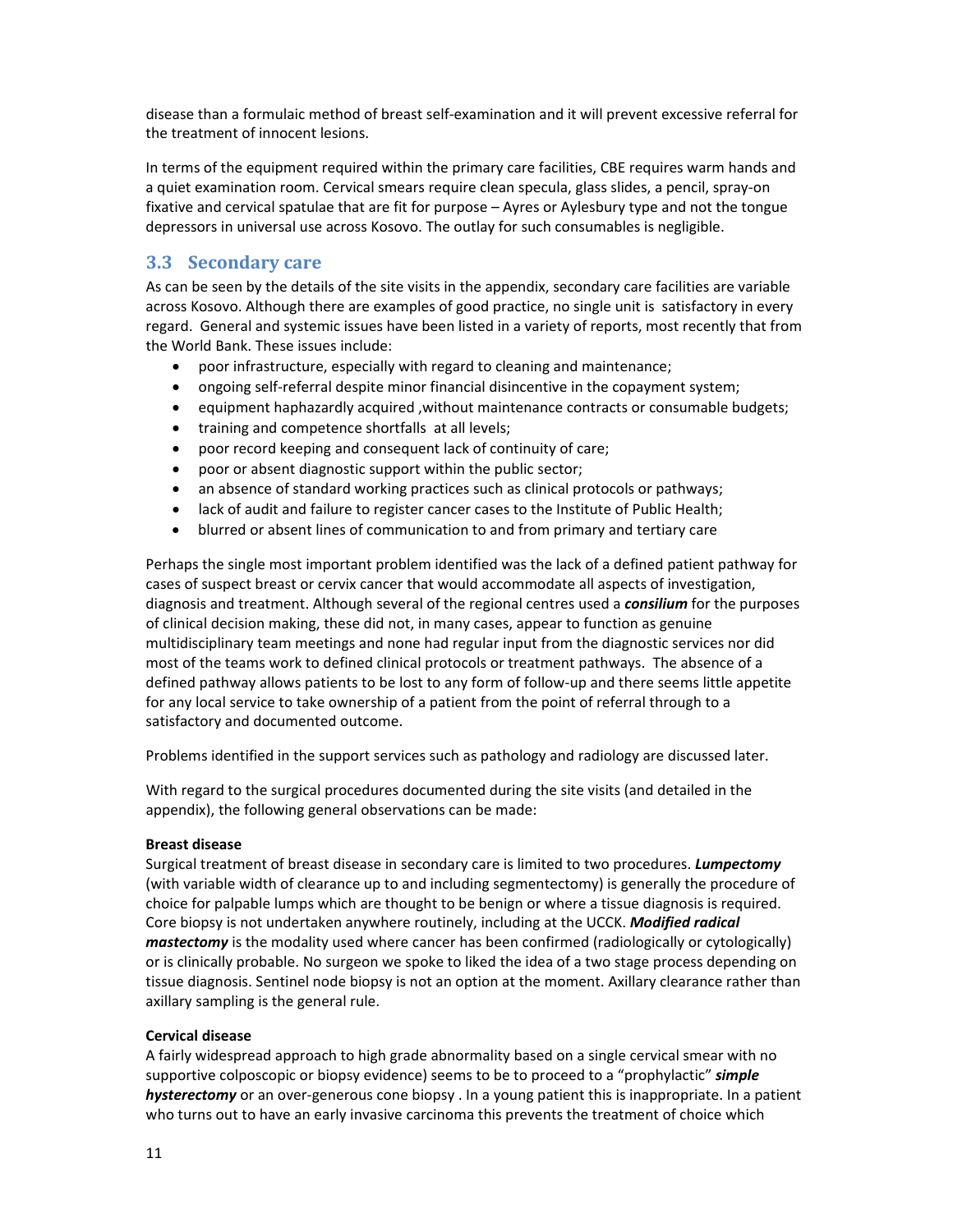disease than a formulaic method of breast self-examination and it will prevent excessive referral for the treatment of innocent lesions.

In terms of the equipment required within the primary care facilities, CBE requires warm hands and a quiet examination room. Cervical smears require clean specula, glass slides, a pencil, spray-on fixative and cervical spatulae that are fit for purpose – Ayres or Aylesbury type and not the tongue depressors in universal use across Kosovo. The outlay for such consumables is negligible.

## 3.3 Secondary care

As can be seen by the details of the site visits in the appendix, secondary care facilities are variable across Kosovo. Although there are examples of good practice, no single unit is satisfactory in every regard. General and systemic issues have been listed in a variety of reports, most recently that from the World Bank. These issues include:

- poor infrastructure, especially with regard to cleaning and maintenance;
- ongoing self-referral despite minor financial disincentive in the copayment system;
- equipment haphazardly acquired ,without maintenance contracts or consumable budgets;
- training and competence shortfalls at all levels;
- poor record keeping and consequent lack of continuity of care;
- poor or absent diagnostic support within the public sector;
- an absence of standard working practices such as clinical protocols or pathways;
- lack of audit and failure to register cancer cases to the Institute of Public Health;
- blurred or absent lines of communication to and from primary and tertiary care

Perhaps the single most important problem identified was the lack of a defined patient pathway for cases of suspect breast or cervix cancer that would accommodate all aspects of investigation, diagnosis and treatment. Although several of the regional centres used a ***consilium*** for the purposes of clinical decision making, these did not, in many cases, appear to function as genuine multidisciplinary team meetings and none had regular input from the diagnostic services nor did most of the teams work to defined clinical protocols or treatment pathways. The absence of a defined pathway allows patients to be lost to any form of follow-up and there seems little appetite for any local service to take ownership of a patient from the point of referral through to a satisfactory and documented outcome.

Problems identified in the support services such as pathology and radiology are discussed later.

With regard to the surgical procedures documented during the site visits (and detailed in the appendix), the following general observations can be made:

**Breast disease**

Surgical treatment of breast disease in secondary care is limited to two procedures. ***Lumpectomy*** (with variable width of clearance up to and including segmentectomy) is generally the procedure of choice for palpable lumps which are thought to be benign or where a tissue diagnosis is required. Core biopsy is not undertaken anywhere routinely, including at the UCCK. ***Modified radical mastectomy*** is the modality used where cancer has been confirmed (radiologically or cytologically) or is clinically probable. No surgeon we spoke to liked the idea of a two stage process depending on tissue diagnosis. Sentinel node biopsy is not an option at the moment. Axillary clearance rather than axillary sampling is the general rule.

**Cervical disease**

A fairly widespread approach to high grade abnormality based on a single cervical smear with no supportive colposcopic or biopsy evidence) seems to be to proceed to a "prophylactic" ***simple hysterectomy*** or an over-generous cone biopsy . In a young patient this is inappropriate. In a patient who turns out to have an early invasive carcinoma this prevents the treatment of choice which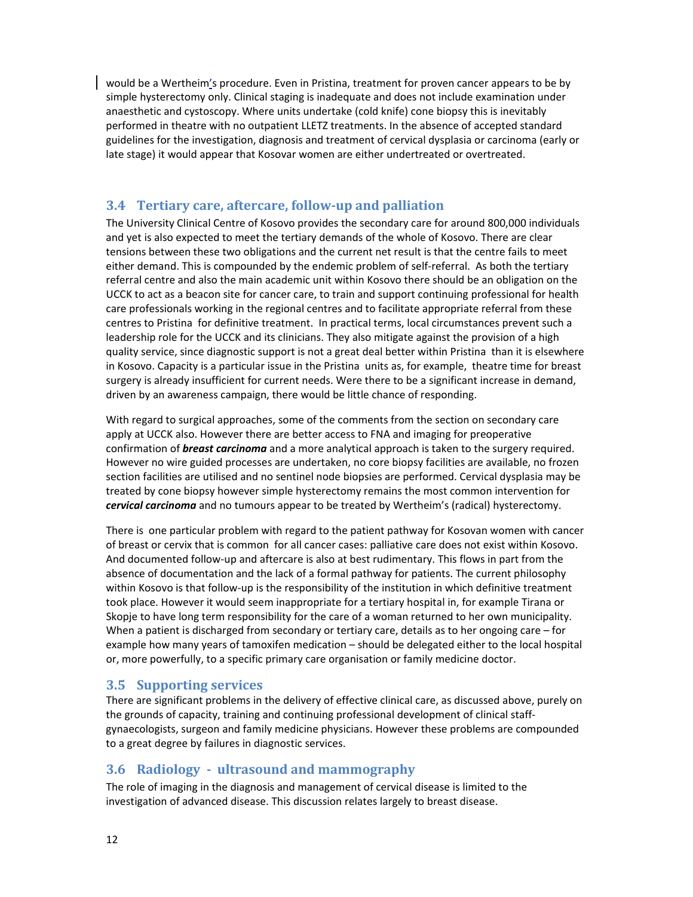would be a Wertheim's procedure. Even in Pristina, treatment for proven cancer appears to be by simple hysterectomy only. Clinical staging is inadequate and does not include examination under anaesthetic and cystoscopy. Where units undertake (cold knife) cone biopsy this is inevitably performed in theatre with no outpatient LLETZ treatments. In the absence of accepted standard guidelines for the investigation, diagnosis and treatment of cervical dysplasia or carcinoma (early or late stage) it would appear that Kosovar women are either undertreated or overtreated.

## 3.4 Tertiary care, aftercare, follow-up and palliation

The University Clinical Centre of Kosovo provides the secondary care for around 800,000 individuals and yet is also expected to meet the tertiary demands of the whole of Kosovo. There are clear tensions between these two obligations and the current net result is that the centre fails to meet either demand. This is compounded by the endemic problem of self-referral. As both the tertiary referral centre and also the main academic unit within Kosovo there should be an obligation on the UCCK to act as a beacon site for cancer care, to train and support continuing professional for health care professionals working in the regional centres and to facilitate appropriate referral from these centres to Pristina for definitive treatment. In practical terms, local circumstances prevent such a leadership role for the UCCK and its clinicians. They also mitigate against the provision of a high quality service, since diagnostic support is not a great deal better within Pristina than it is elsewhere in Kosovo. Capacity is a particular issue in the Pristina units as, for example, theatre time for breast surgery is already insufficient for current needs. Were there to be a significant increase in demand, driven by an awareness campaign, there would be little chance of responding.

With regard to surgical approaches, some of the comments from the section on secondary care apply at UCCK also. However there are better access to FNA and imaging for preoperative confirmation of ***breast carcinoma*** and a more analytical approach is taken to the surgery required. However no wire guided processes are undertaken, no core biopsy facilities are available, no frozen section facilities are utilised and no sentinel node biopsies are performed. Cervical dysplasia may be treated by cone biopsy however simple hysterectomy remains the most common intervention for ***cervical carcinoma*** and no tumours appear to be treated by Wertheim's (radical) hysterectomy.

There is one particular problem with regard to the patient pathway for Kosovan women with cancer of breast or cervix that is common for all cancer cases: palliative care does not exist within Kosovo. And documented follow-up and aftercare is also at best rudimentary. This flows in part from the absence of documentation and the lack of a formal pathway for patients. The current philosophy within Kosovo is that follow-up is the responsibility of the institution in which definitive treatment took place. However it would seem inappropriate for a tertiary hospital in, for example Tirana or Skopje to have long term responsibility for the care of a woman returned to her own municipality. When a patient is discharged from secondary or tertiary care, details as to her ongoing care – for example how many years of tamoxifen medication – should be delegated either to the local hospital or, more powerfully, to a specific primary care organisation or family medicine doctor.

## 3.5 Supporting services

There are significant problems in the delivery of effective clinical care, as discussed above, purely on the grounds of capacity, training and continuing professional development of clinical staff- gynaecologists, surgeon and family medicine physicians. However these problems are compounded to a great degree by failures in diagnostic services.

## 3.6 Radiology - ultrasound and mammography

The role of imaging in the diagnosis and management of cervical disease is limited to the investigation of advanced disease. This discussion relates largely to breast disease.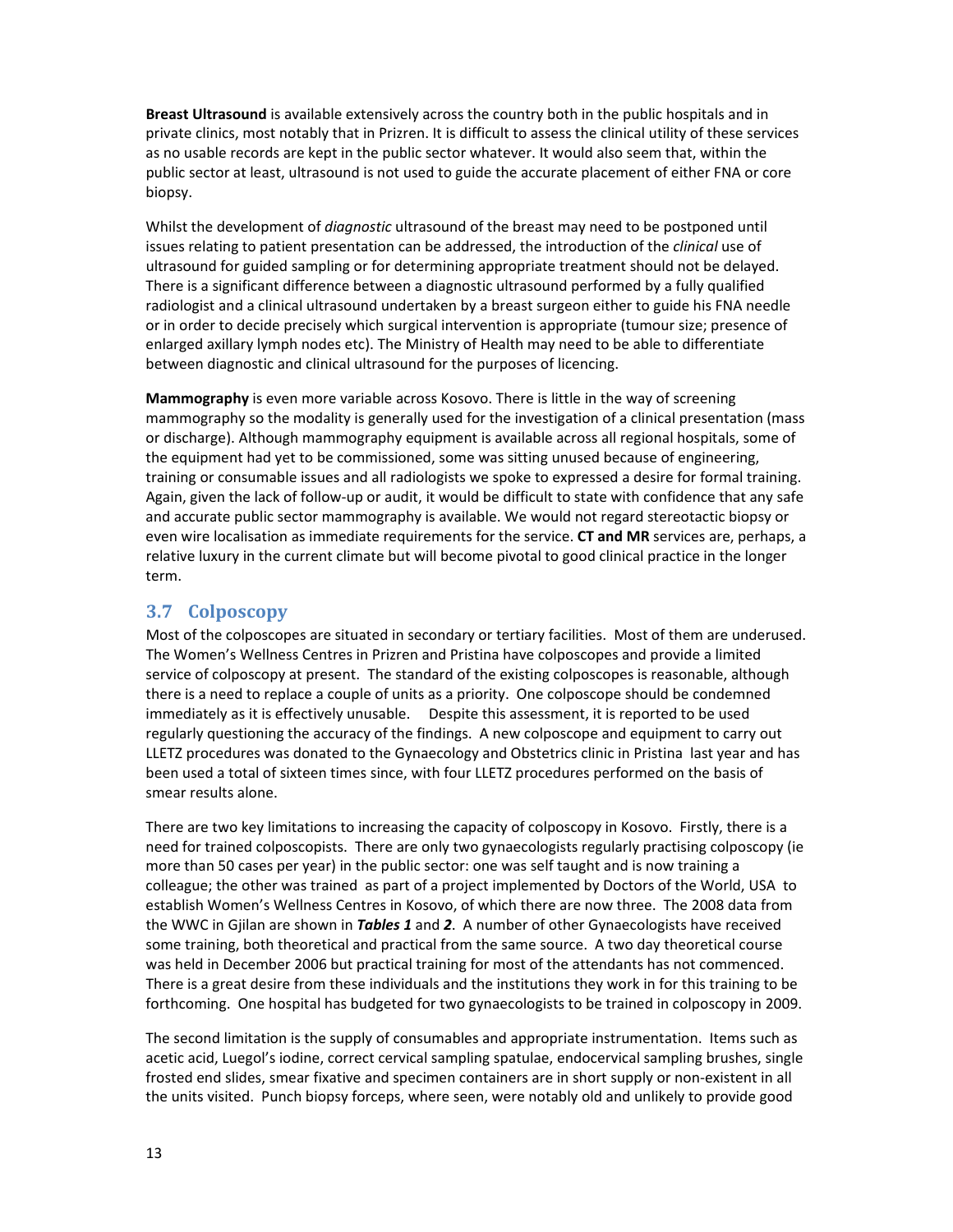**Breast Ultrasound** is available extensively across the country both in the public hospitals and in private clinics, most notably that in Prizren. It is difficult to assess the clinical utility of these services as no usable records are kept in the public sector whatever. It would also seem that, within the public sector at least, ultrasound is not used to guide the accurate placement of either FNA or core biopsy.

Whilst the development of *diagnostic* ultrasound of the breast may need to be postponed until issues relating to patient presentation can be addressed, the introduction of the *clinical* use of ultrasound for guided sampling or for determining appropriate treatment should not be delayed. There is a significant difference between a diagnostic ultrasound performed by a fully qualified radiologist and a clinical ultrasound undertaken by a breast surgeon either to guide his FNA needle or in order to decide precisely which surgical intervention is appropriate (tumour size; presence of enlarged axillary lymph nodes etc). The Ministry of Health may need to be able to differentiate between diagnostic and clinical ultrasound for the purposes of licencing.

**Mammography** is even more variable across Kosovo. There is little in the way of screening mammography so the modality is generally used for the investigation of a clinical presentation (mass or discharge). Although mammography equipment is available across all regional hospitals, some of the equipment had yet to be commissioned, some was sitting unused because of engineering, training or consumable issues and all radiologists we spoke to expressed a desire for formal training. Again, given the lack of follow-up or audit, it would be difficult to state with confidence that any safe and accurate public sector mammography is available. We would not regard stereotactic biopsy or even wire localisation as immediate requirements for the service. **CT and MR** services are, perhaps, a relative luxury in the current climate but will become pivotal to good clinical practice in the longer term.

## 3.7 Colposcopy

Most of the colposcopes are situated in secondary or tertiary facilities. Most of them are underused. The Women's Wellness Centres in Prizren and Pristina have colposcopes and provide a limited service of colposcopy at present. The standard of the existing colposcopes is reasonable, although there is a need to replace a couple of units as a priority. One colposcope should be condemned immediately as it is effectively unusable. Despite this assessment, it is reported to be used regularly questioning the accuracy of the findings. A new colposcope and equipment to carry out LLETZ procedures was donated to the Gynaecology and Obstetrics clinic in Pristina last year and has been used a total of sixteen times since, with four LLETZ procedures performed on the basis of smear results alone.

There are two key limitations to increasing the capacity of colposcopy in Kosovo. Firstly, there is a need for trained colposcopists. There are only two gynaecologists regularly practising colposcopy (ie more than 50 cases per year) in the public sector: one was self taught and is now training a colleague; the other was trained as part of a project implemented by Doctors of the World, USA to establish Women's Wellness Centres in Kosovo, of which there are now three. The 2008 data from the WWC in Gjilan are shown in ***Tables 1*** and ***2***. A number of other Gynaecologists have received some training, both theoretical and practical from the same source. A two day theoretical course was held in December 2006 but practical training for most of the attendants has not commenced. There is a great desire from these individuals and the institutions they work in for this training to be forthcoming. One hospital has budgeted for two gynaecologists to be trained in colposcopy in 2009.

The second limitation is the supply of consumables and appropriate instrumentation. Items such as acetic acid, Luegol's iodine, correct cervical sampling spatulae, endocervical sampling brushes, single frosted end slides, smear fixative and specimen containers are in short supply or non-existent in all the units visited. Punch biopsy forceps, where seen, were notably old and unlikely to provide good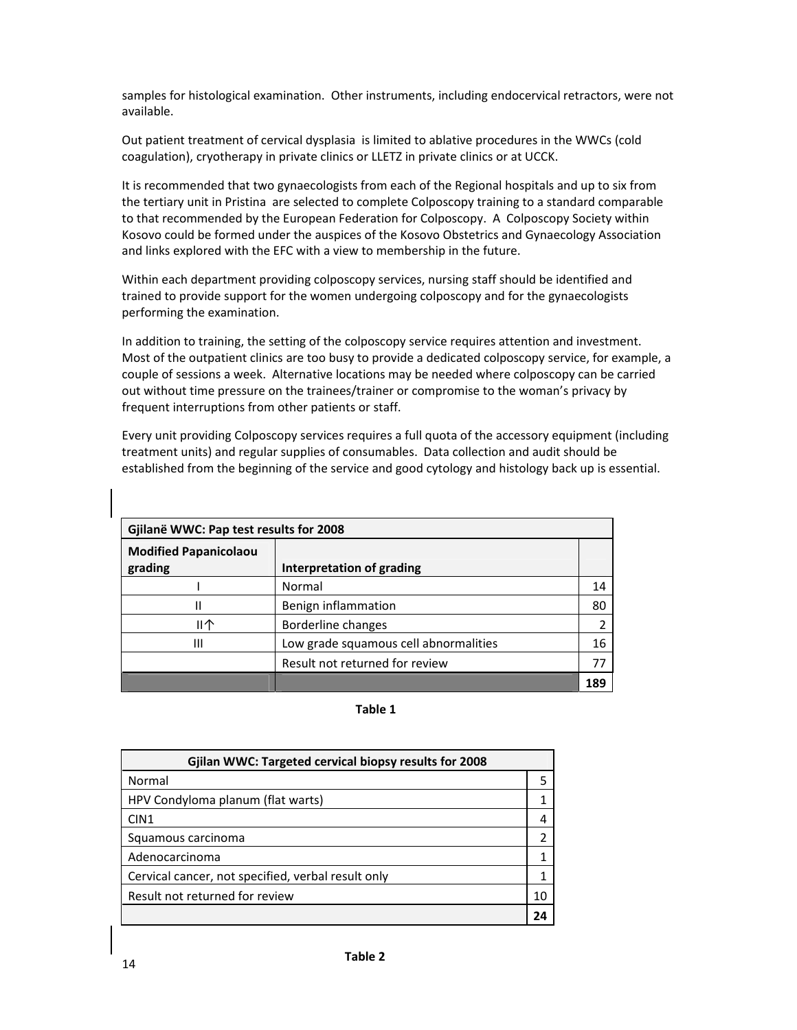samples for histological examination. Other instruments, including endocervical retractors, were not available.

Out patient treatment of cervical dysplasia is limited to ablative procedures in the WWCs (cold coagulation), cryotherapy in private clinics or LLETZ in private clinics or at UCCK.

It is recommended that two gynaecologists from each of the Regional hospitals and up to six from the tertiary unit in Pristina are selected to complete Colposcopy training to a standard comparable to that recommended by the European Federation for Colposcopy. A Colposcopy Society within Kosovo could be formed under the auspices of the Kosovo Obstetrics and Gynaecology Association and links explored with the EFC with a view to membership in the future.

Within each department providing colposcopy services, nursing staff should be identified and trained to provide support for the women undergoing colposcopy and for the gynaecologists performing the examination.

In addition to training, the setting of the colposcopy service requires attention and investment. Most of the outpatient clinics are too busy to provide a dedicated colposcopy service, for example, a couple of sessions a week. Alternative locations may be needed where colposcopy can be carried out without time pressure on the trainees/trainer or compromise to the woman's privacy by frequent interruptions from other patients or staff.

Every unit providing Colposcopy services requires a full quota of the accessory equipment (including treatment units) and regular supplies of consumables. Data collection and audit should be established from the beginning of the service and good cytology and histology back up is essential.

| **Gjilanë WWC: Pap test results for 2008** | | |
|---|---|---|
| **Modified Papanicolaou grading** | **Interpretation of grading** | |
| I | Normal | 14 |
| II | Benign inflammation | 80 |
| II↑ | Borderline changes | 2 |
| III | Low grade squamous cell abnormalities | 16 |
| | Result not returned for review | 77 |
| | | **189** |

**Table 1**

| **Gjilan WWC: Targeted cervical biopsy results for 2008** | |
|---|---|
| Normal | 5 |
| HPV Condyloma planum (flat warts) | 1 |
| CIN1 | 4 |
| Squamous carcinoma | 2 |
| Adenocarcinoma | 1 |
| Cervical cancer, not specified, verbal result only | 1 |
| Result not returned for review | 10 |
| | **24** |

**Table 2**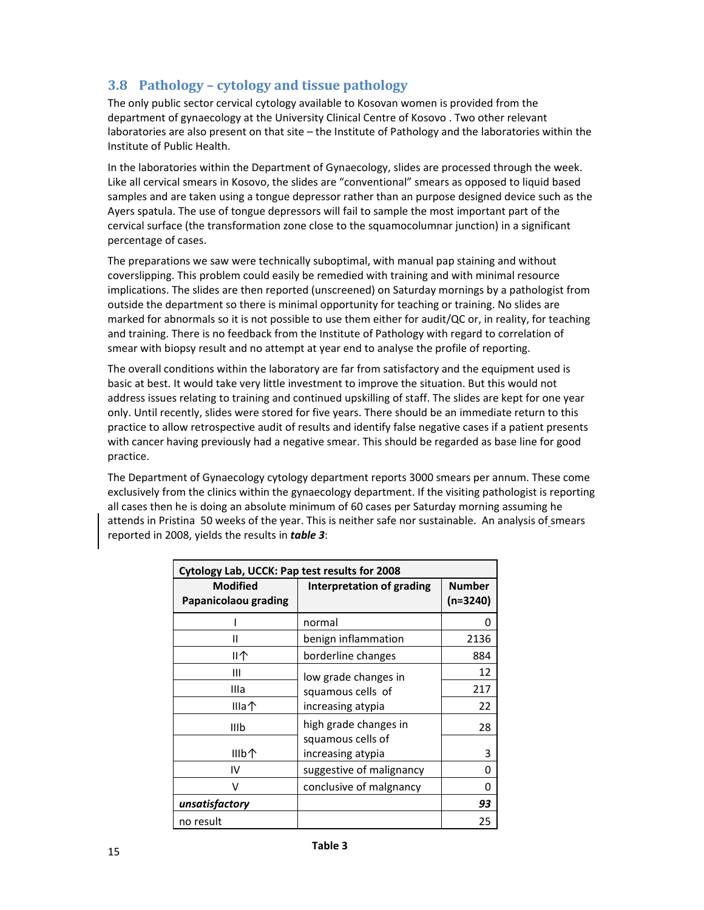## 3.8 Pathology – cytology and tissue pathology

The only public sector cervical cytology available to Kosovan women is provided from the department of gynaecology at the University Clinical Centre of Kosovo . Two other relevant laboratories are also present on that site – the Institute of Pathology and the laboratories within the Institute of Public Health.

In the laboratories within the Department of Gynaecology, slides are processed through the week. Like all cervical smears in Kosovo, the slides are "conventional" smears as opposed to liquid based samples and are taken using a tongue depressor rather than an purpose designed device such as the Ayers spatula. The use of tongue depressors will fail to sample the most important part of the cervical surface (the transformation zone close to the squamocolumnar junction) in a significant percentage of cases.

The preparations we saw were technically suboptimal, with manual pap staining and without coverslipping. This problem could easily be remedied with training and with minimal resource implications. The slides are then reported (unscreened) on Saturday mornings by a pathologist from outside the department so there is minimal opportunity for teaching or training. No slides are marked for abnormals so it is not possible to use them either for audit/QC or, in reality, for teaching and training. There is no feedback from the Institute of Pathology with regard to correlation of smear with biopsy result and no attempt at year end to analyse the profile of reporting.

The overall conditions within the laboratory are far from satisfactory and the equipment used is basic at best. It would take very little investment to improve the situation. But this would not address issues relating to training and continued upskilling of staff. The slides are kept for one year only. Until recently, slides were stored for five years. There should be an immediate return to this practice to allow retrospective audit of results and identify false negative cases if a patient presents with cancer having previously had a negative smear. This should be regarded as base line for good practice.

The Department of Gynaecology cytology department reports 3000 smears per annum. These come exclusively from the clinics within the gynaecology department. If the visiting pathologist is reporting all cases then he is doing an absolute minimum of 60 cases per Saturday morning assuming he attends in Pristina 50 weeks of the year. This is neither safe nor sustainable. An analysis of smears reported in 2008, yields the results in ***table 3***:

| Cytology Lab, UCCK: Pap test results for 2008 | | |
|---|---|---|
| **Modified Papanicolaou grading** | **Interpretation of grading** | **Number (n=3240)** |
| I | normal | 0 |
| II | benign inflammation | 2136 |
| II↑ | borderline changes | 884 |
| III | low grade changes in squamous cells of increasing atypia | 12 |
| IIIa | | 217 |
| IIIa↑ | | 22 |
| IIIb | high grade changes in squamous cells of increasing atypia | 28 |
| IIIb↑ | | 3 |
| IV | suggestive of malignancy | 0 |
| V | conclusive of malgnancy | 0 |
| ***unsatisfactory*** | | ***93*** |
| no result | | 25 |

**Table 3**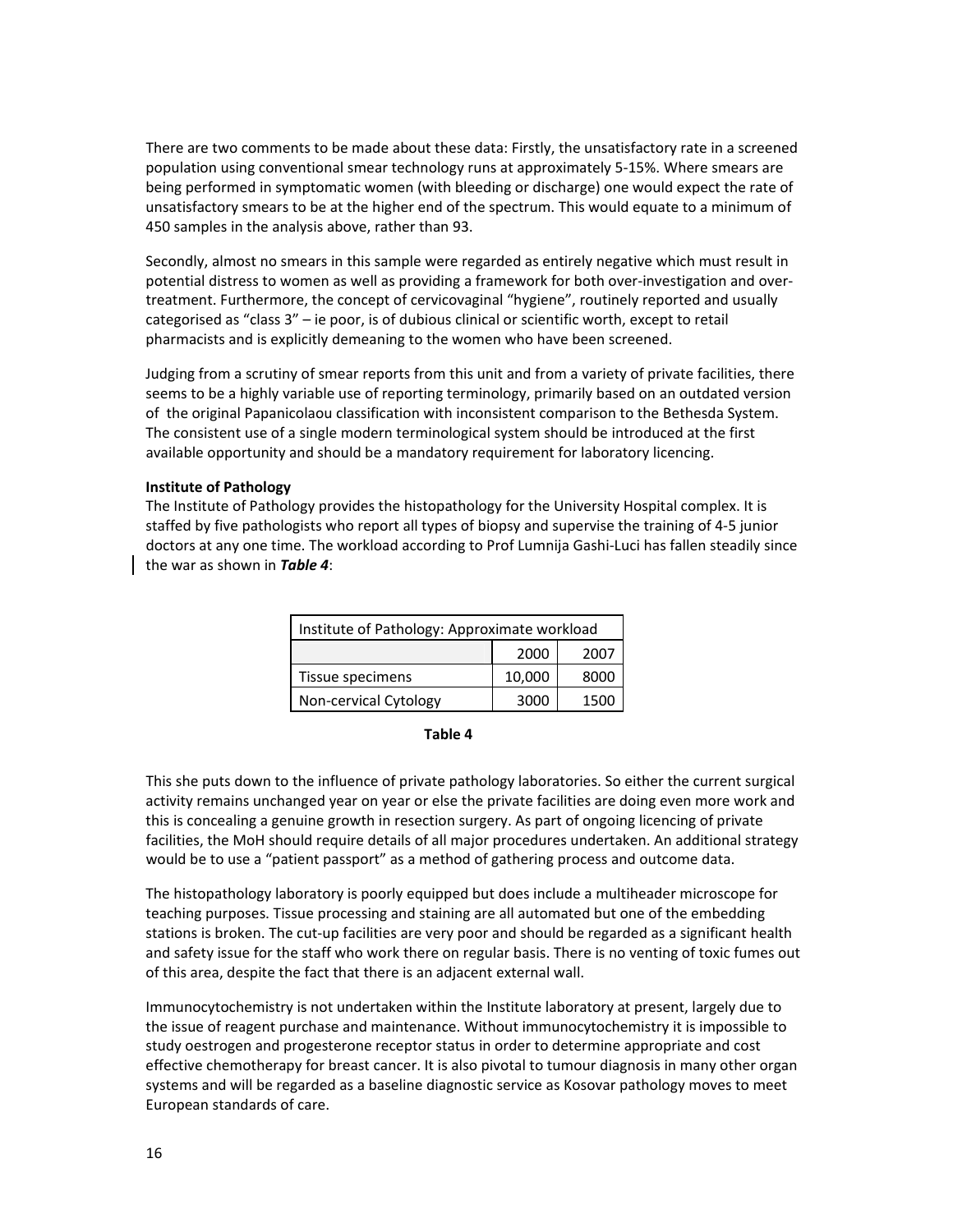There are two comments to be made about these data: Firstly, the unsatisfactory rate in a screened population using conventional smear technology runs at approximately 5-15%. Where smears are being performed in symptomatic women (with bleeding or discharge) one would expect the rate of unsatisfactory smears to be at the higher end of the spectrum. This would equate to a minimum of 450 samples in the analysis above, rather than 93.

Secondly, almost no smears in this sample were regarded as entirely negative which must result in potential distress to women as well as providing a framework for both over-investigation and over-treatment. Furthermore, the concept of cervicovaginal "hygiene", routinely reported and usually categorised as "class 3" – ie poor, is of dubious clinical or scientific worth, except to retail pharmacists and is explicitly demeaning to the women who have been screened.

Judging from a scrutiny of smear reports from this unit and from a variety of private facilities, there seems to be a highly variable use of reporting terminology, primarily based on an outdated version of the original Papanicolaou classification with inconsistent comparison to the Bethesda System. The consistent use of a single modern terminological system should be introduced at the first available opportunity and should be a mandatory requirement for laboratory licencing.

**Institute of Pathology**

The Institute of Pathology provides the histopathology for the University Hospital complex. It is staffed by five pathologists who report all types of biopsy and supervise the training of 4-5 junior doctors at any one time. The workload according to Prof Lumnija Gashi-Luci has fallen steadily since the war as shown in ***Table 4***:

| Institute of Pathology: Approximate workload | | |
|---|---|---|
| | 2000 | 2007 |
| Tissue specimens | 10,000 | 8000 |
| Non-cervical Cytology | 3000 | 1500 |

**Table 4**

This she puts down to the influence of private pathology laboratories. So either the current surgical activity remains unchanged year on year or else the private facilities are doing even more work and this is concealing a genuine growth in resection surgery. As part of ongoing licencing of private facilities, the MoH should require details of all major procedures undertaken. An additional strategy would be to use a "patient passport" as a method of gathering process and outcome data.

The histopathology laboratory is poorly equipped but does include a multiheader microscope for teaching purposes. Tissue processing and staining are all automated but one of the embedding stations is broken. The cut-up facilities are very poor and should be regarded as a significant health and safety issue for the staff who work there on regular basis. There is no venting of toxic fumes out of this area, despite the fact that there is an adjacent external wall.

Immunocytochemistry is not undertaken within the Institute laboratory at present, largely due to the issue of reagent purchase and maintenance. Without immunocytochemistry it is impossible to study oestrogen and progesterone receptor status in order to determine appropriate and cost effective chemotherapy for breast cancer. It is also pivotal to tumour diagnosis in many other organ systems and will be regarded as a baseline diagnostic service as Kosovar pathology moves to meet European standards of care.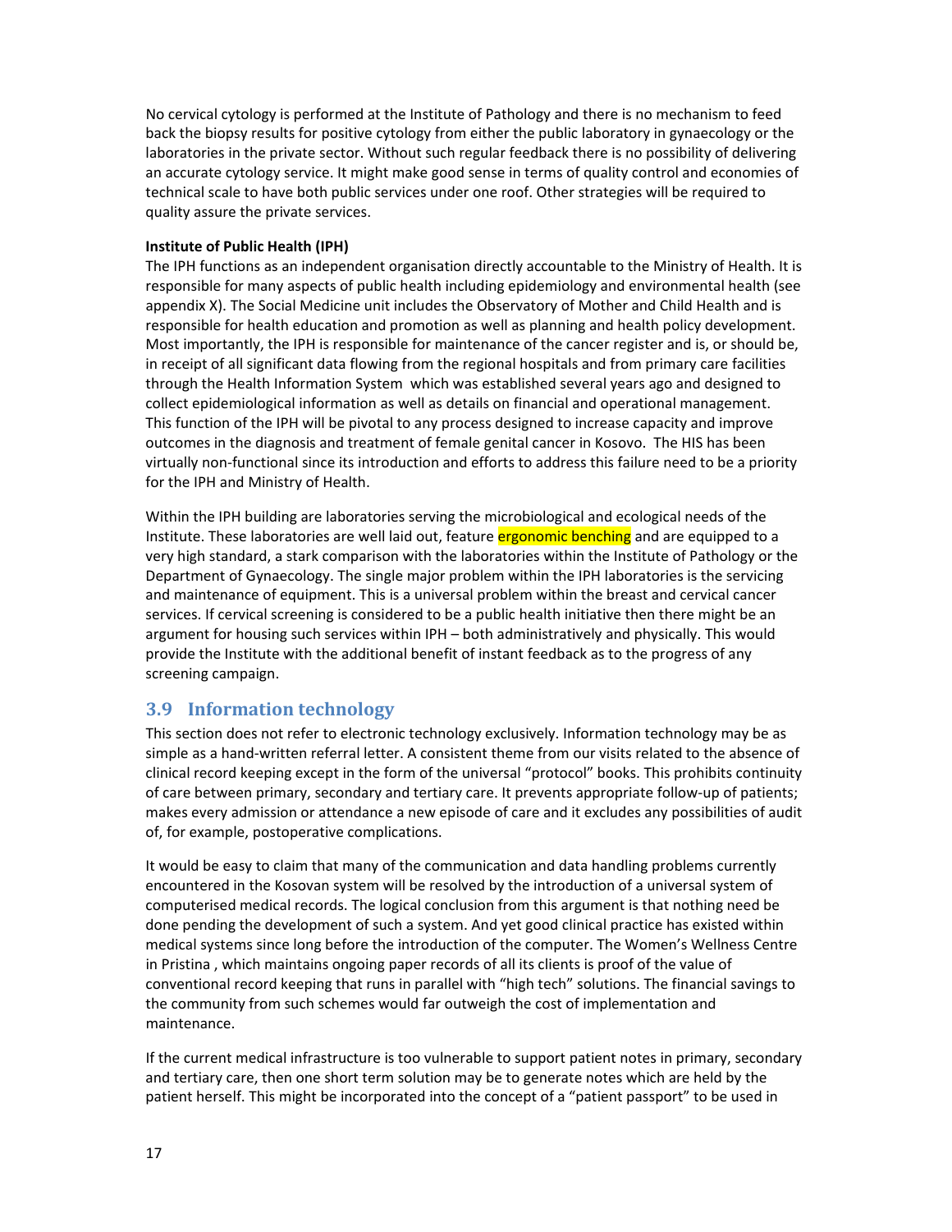No cervical cytology is performed at the Institute of Pathology and there is no mechanism to feed back the biopsy results for positive cytology from either the public laboratory in gynaecology or the laboratories in the private sector. Without such regular feedback there is no possibility of delivering an accurate cytology service. It might make good sense in terms of quality control and economies of technical scale to have both public services under one roof. Other strategies will be required to quality assure the private services.

**Institute of Public Health (IPH)**

The IPH functions as an independent organisation directly accountable to the Ministry of Health. It is responsible for many aspects of public health including epidemiology and environmental health (see appendix X). The Social Medicine unit includes the Observatory of Mother and Child Health and is responsible for health education and promotion as well as planning and health policy development. Most importantly, the IPH is responsible for maintenance of the cancer register and is, or should be, in receipt of all significant data flowing from the regional hospitals and from primary care facilities through the Health Information System which was established several years ago and designed to collect epidemiological information as well as details on financial and operational management. This function of the IPH will be pivotal to any process designed to increase capacity and improve outcomes in the diagnosis and treatment of female genital cancer in Kosovo. The HIS has been virtually non-functional since its introduction and efforts to address this failure need to be a priority for the IPH and Ministry of Health.

Within the IPH building are laboratories serving the microbiological and ecological needs of the Institute. These laboratories are well laid out, feature ergonomic benching and are equipped to a very high standard, a stark comparison with the laboratories within the Institute of Pathology or the Department of Gynaecology. The single major problem within the IPH laboratories is the servicing and maintenance of equipment. This is a universal problem within the breast and cervical cancer services. If cervical screening is considered to be a public health initiative then there might be an argument for housing such services within IPH – both administratively and physically. This would provide the Institute with the additional benefit of instant feedback as to the progress of any screening campaign.

## 3.9 Information technology

This section does not refer to electronic technology exclusively. Information technology may be as simple as a hand-written referral letter. A consistent theme from our visits related to the absence of clinical record keeping except in the form of the universal "protocol" books. This prohibits continuity of care between primary, secondary and tertiary care. It prevents appropriate follow-up of patients; makes every admission or attendance a new episode of care and it excludes any possibilities of audit of, for example, postoperative complications.

It would be easy to claim that many of the communication and data handling problems currently encountered in the Kosovan system will be resolved by the introduction of a universal system of computerised medical records. The logical conclusion from this argument is that nothing need be done pending the development of such a system. And yet good clinical practice has existed within medical systems since long before the introduction of the computer. The Women's Wellness Centre in Pristina , which maintains ongoing paper records of all its clients is proof of the value of conventional record keeping that runs in parallel with "high tech" solutions. The financial savings to the community from such schemes would far outweigh the cost of implementation and maintenance.

If the current medical infrastructure is too vulnerable to support patient notes in primary, secondary and tertiary care, then one short term solution may be to generate notes which are held by the patient herself. This might be incorporated into the concept of a "patient passport" to be used in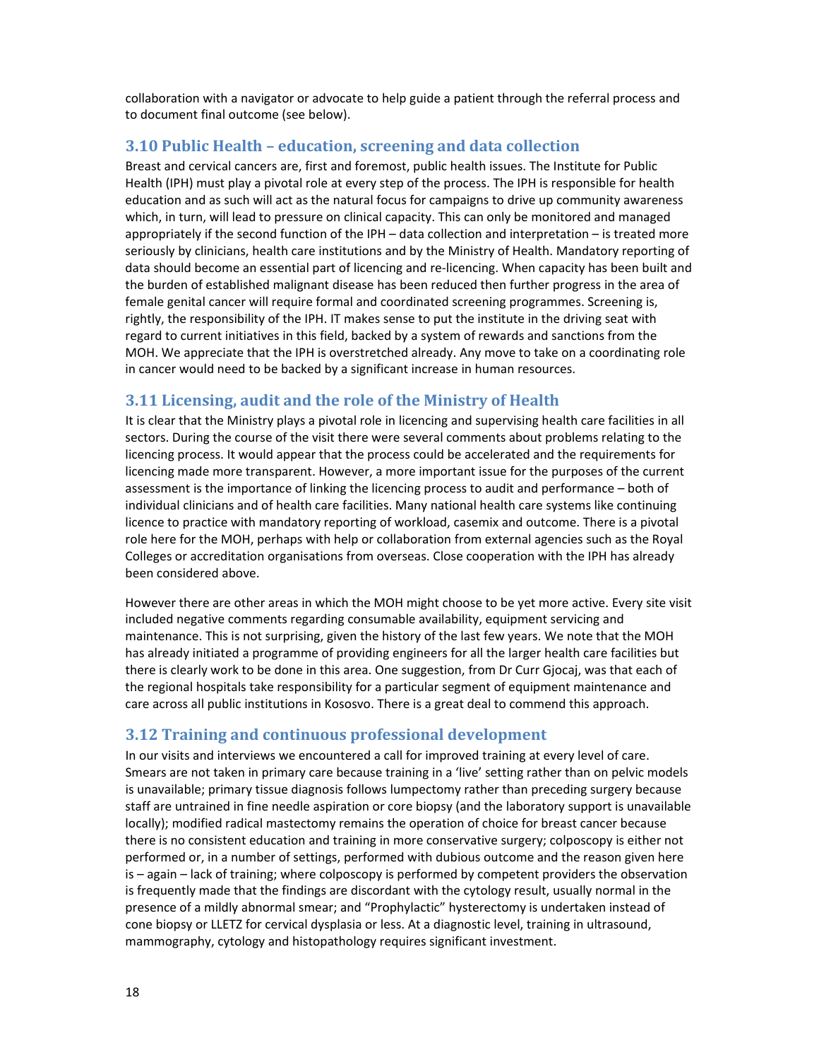collaboration with a navigator or advocate to help guide a patient through the referral process and to document final outcome (see below).

## 3.10 Public Health – education, screening and data collection

Breast and cervical cancers are, first and foremost, public health issues. The Institute for Public Health (IPH) must play a pivotal role at every step of the process. The IPH is responsible for health education and as such will act as the natural focus for campaigns to drive up community awareness which, in turn, will lead to pressure on clinical capacity. This can only be monitored and managed appropriately if the second function of the IPH – data collection and interpretation – is treated more seriously by clinicians, health care institutions and by the Ministry of Health. Mandatory reporting of data should become an essential part of licencing and re-licencing. When capacity has been built and the burden of established malignant disease has been reduced then further progress in the area of female genital cancer will require formal and coordinated screening programmes. Screening is, rightly, the responsibility of the IPH. IT makes sense to put the institute in the driving seat with regard to current initiatives in this field, backed by a system of rewards and sanctions from the MOH. We appreciate that the IPH is overstretched already. Any move to take on a coordinating role in cancer would need to be backed by a significant increase in human resources.

## 3.11 Licensing, audit and the role of the Ministry of Health

It is clear that the Ministry plays a pivotal role in licencing and supervising health care facilities in all sectors. During the course of the visit there were several comments about problems relating to the licencing process. It would appear that the process could be accelerated and the requirements for licencing made more transparent. However, a more important issue for the purposes of the current assessment is the importance of linking the licencing process to audit and performance – both of individual clinicians and of health care facilities. Many national health care systems like continuing licence to practice with mandatory reporting of workload, casemix and outcome. There is a pivotal role here for the MOH, perhaps with help or collaboration from external agencies such as the Royal Colleges or accreditation organisations from overseas. Close cooperation with the IPH has already been considered above.

However there are other areas in which the MOH might choose to be yet more active. Every site visit included negative comments regarding consumable availability, equipment servicing and maintenance. This is not surprising, given the history of the last few years. We note that the MOH has already initiated a programme of providing engineers for all the larger health care facilities but there is clearly work to be done in this area. One suggestion, from Dr Curr Gjocaj, was that each of the regional hospitals take responsibility for a particular segment of equipment maintenance and care across all public institutions in Kososvo. There is a great deal to commend this approach.

## 3.12 Training and continuous professional development

In our visits and interviews we encountered a call for improved training at every level of care. Smears are not taken in primary care because training in a 'live' setting rather than on pelvic models is unavailable; primary tissue diagnosis follows lumpectomy rather than preceding surgery because staff are untrained in fine needle aspiration or core biopsy (and the laboratory support is unavailable locally); modified radical mastectomy remains the operation of choice for breast cancer because there is no consistent education and training in more conservative surgery; colposcopy is either not performed or, in a number of settings, performed with dubious outcome and the reason given here is – again – lack of training; where colposcopy is performed by competent providers the observation is frequently made that the findings are discordant with the cytology result, usually normal in the presence of a mildly abnormal smear; and "Prophylactic" hysterectomy is undertaken instead of cone biopsy or LLETZ for cervical dysplasia or less. At a diagnostic level, training in ultrasound, mammography, cytology and histopathology requires significant investment.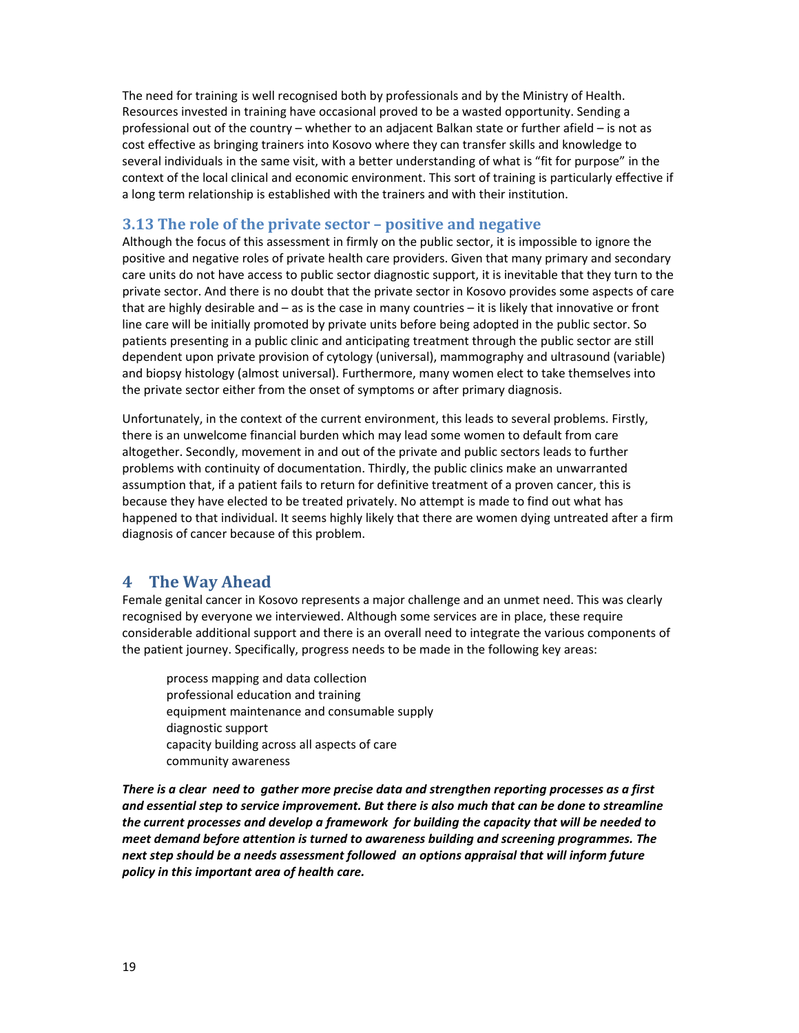The need for training is well recognised both by professionals and by the Ministry of Health. Resources invested in training have occasional proved to be a wasted opportunity. Sending a professional out of the country – whether to an adjacent Balkan state or further afield – is not as cost effective as bringing trainers into Kosovo where they can transfer skills and knowledge to several individuals in the same visit, with a better understanding of what is "fit for purpose" in the context of the local clinical and economic environment. This sort of training is particularly effective if a long term relationship is established with the trainers and with their institution.

### 3.13 The role of the private sector – positive and negative

Although the focus of this assessment in firmly on the public sector, it is impossible to ignore the positive and negative roles of private health care providers. Given that many primary and secondary care units do not have access to public sector diagnostic support, it is inevitable that they turn to the private sector. And there is no doubt that the private sector in Kosovo provides some aspects of care that are highly desirable and – as is the case in many countries – it is likely that innovative or front line care will be initially promoted by private units before being adopted in the public sector. So patients presenting in a public clinic and anticipating treatment through the public sector are still dependent upon private provision of cytology (universal), mammography and ultrasound (variable) and biopsy histology (almost universal). Furthermore, many women elect to take themselves into the private sector either from the onset of symptoms or after primary diagnosis.

Unfortunately, in the context of the current environment, this leads to several problems. Firstly, there is an unwelcome financial burden which may lead some women to default from care altogether. Secondly, movement in and out of the private and public sectors leads to further problems with continuity of documentation. Thirdly, the public clinics make an unwarranted assumption that, if a patient fails to return for definitive treatment of a proven cancer, this is because they have elected to be treated privately. No attempt is made to find out what has happened to that individual. It seems highly likely that there are women dying untreated after a firm diagnosis of cancer because of this problem.

## 4 The Way Ahead

Female genital cancer in Kosovo represents a major challenge and an unmet need. This was clearly recognised by everyone we interviewed. Although some services are in place, these require considerable additional support and there is an overall need to integrate the various components of the patient journey. Specifically, progress needs to be made in the following key areas:

- process mapping and data collection
- professional education and training
- equipment maintenance and consumable supply
- diagnostic support
- capacity building across all aspects of care
- community awareness

***There is a clear need to gather more precise data and strengthen reporting processes as a first and essential step to service improvement. But there is also much that can be done to streamline the current processes and develop a framework for building the capacity that will be needed to meet demand before attention is turned to awareness building and screening programmes. The next step should be a needs assessment followed an options appraisal that will inform future policy in this important area of health care.***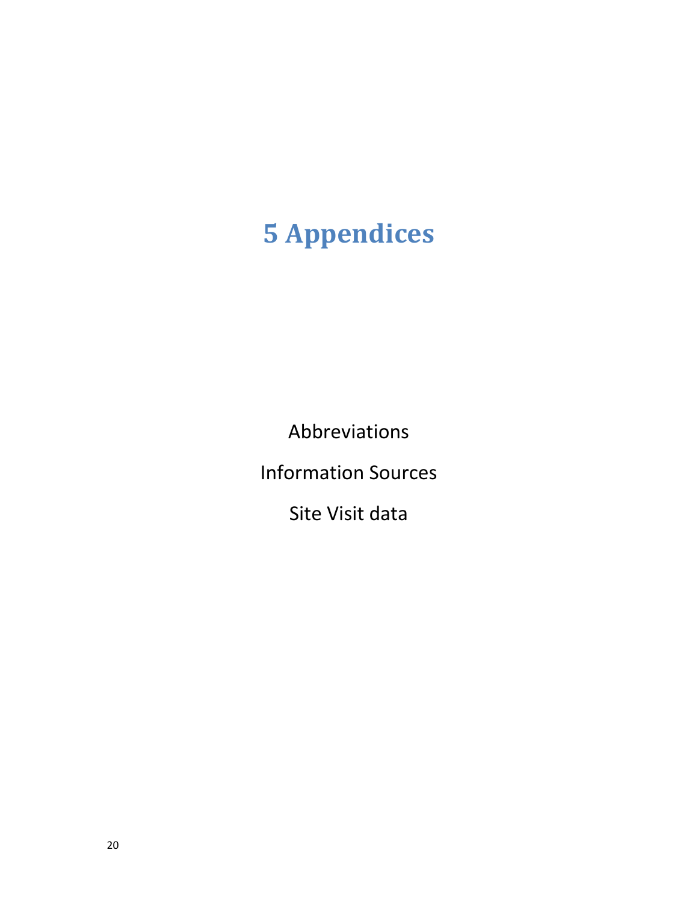# 5 Appendices

Abbreviations

Information Sources

Site Visit data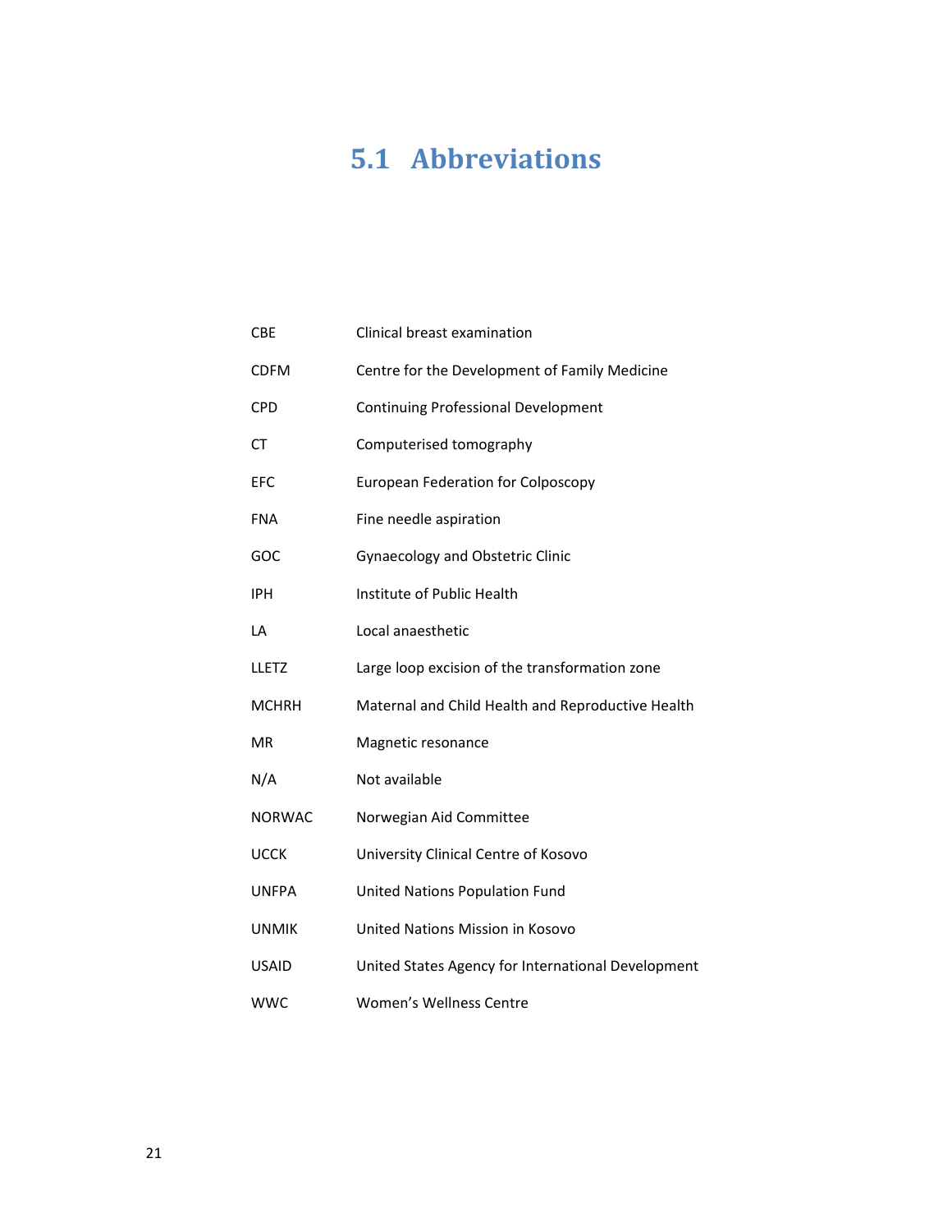## 5.1 Abbreviations

| | |
|---|---|
| CBE | Clinical breast examination |
| CDFM | Centre for the Development of Family Medicine |
| CPD | Continuing Professional Development |
| CT | Computerised tomography |
| EFC | European Federation for Colposcopy |
| FNA | Fine needle aspiration |
| GOC | Gynaecology and Obstetric Clinic |
| IPH | Institute of Public Health |
| LA | Local anaesthetic |
| LLETZ | Large loop excision of the transformation zone |
| MCHRH | Maternal and Child Health and Reproductive Health |
| MR | Magnetic resonance |
| N/A | Not available |
| NORWAC | Norwegian Aid Committee |
| UCCK | University Clinical Centre of Kosovo |
| UNFPA | United Nations Population Fund |
| UNMIK | United Nations Mission in Kosovo |
| USAID | United States Agency for International Development |
| WWC | Women's Wellness Centre |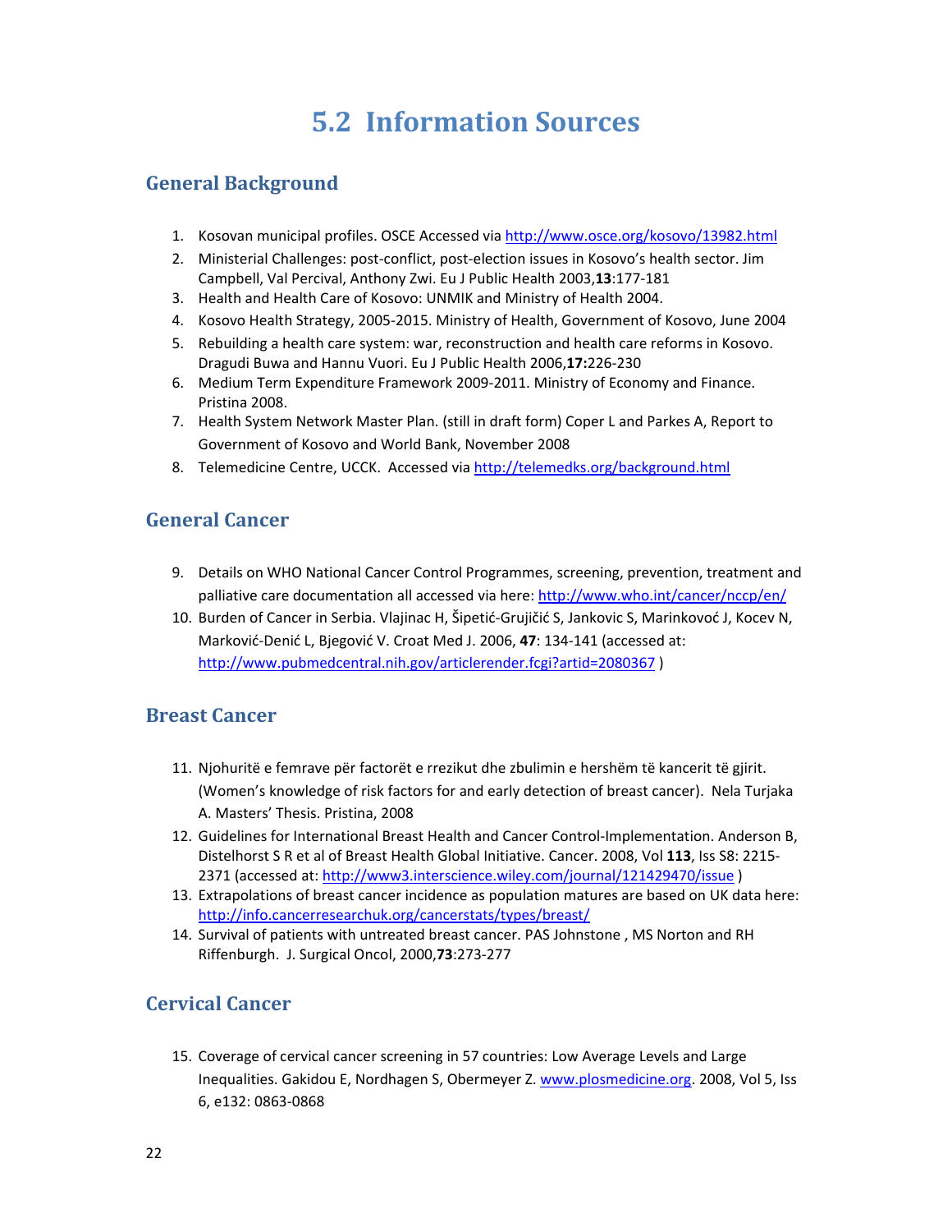# 5.2 Information Sources

## General Background

1. Kosovan municipal profiles. OSCE Accessed via http://www.osce.org/kosovo/13982.html
2. Ministerial Challenges: post-conflict, post-election issues in Kosovo's health sector. Jim Campbell, Val Percival, Anthony Zwi. Eu J Public Health 2003,**13**:177-181
3. Health and Health Care of Kosovo: UNMIK and Ministry of Health 2004.
4. Kosovo Health Strategy, 2005-2015. Ministry of Health, Government of Kosovo, June 2004
5. Rebuilding a health care system: war, reconstruction and health care reforms in Kosovo. Dragudi Buwa and Hannu Vuori. Eu J Public Health 2006,**17:**226-230
6. Medium Term Expenditure Framework 2009-2011. Ministry of Economy and Finance. Pristina 2008.
7. Health System Network Master Plan. (still in draft form) Coper L and Parkes A, Report to Government of Kosovo and World Bank, November 2008
8. Telemedicine Centre, UCCK. Accessed via http://telemedks.org/background.html

## General Cancer

9. Details on WHO National Cancer Control Programmes, screening, prevention, treatment and palliative care documentation all accessed via here: http://www.who.int/cancer/nccp/en/
10. Burden of Cancer in Serbia. Vlajinac H, Šipetić-Grujičić S, Jankovic S, Marinkovoć J, Kocev N, Marković-Denić L, Bjegović V. Croat Med J. 2006, **47**: 134-141 (accessed at: http://www.pubmedcentral.nih.gov/articlerender.fcgi?artid=2080367 )

## Breast Cancer

11. Njohuritë e femrave për factorët e rrezikut dhe zbulimin e hershëm të kancerit të gjirit. (Women's knowledge of risk factors for and early detection of breast cancer). Nela Turjaka A. Masters' Thesis. Pristina, 2008
12. Guidelines for International Breast Health and Cancer Control-Implementation. Anderson B, Distelhorst S R et al of Breast Health Global Initiative. Cancer. 2008, Vol **113**, Iss S8: 2215-2371 (accessed at: http://www3.interscience.wiley.com/journal/121429470/issue )
13. Extrapolations of breast cancer incidence as population matures are based on UK data here: http://info.cancerresearchuk.org/cancerstats/types/breast/
14. Survival of patients with untreated breast cancer. PAS Johnstone , MS Norton and RH Riffenburgh. J. Surgical Oncol, 2000,**73**:273-277

## Cervical Cancer

15. Coverage of cervical cancer screening in 57 countries: Low Average Levels and Large Inequalities. Gakidou E, Nordhagen S, Obermeyer Z. www.plosmedicine.org. 2008, Vol 5, Iss 6, e132: 0863-0868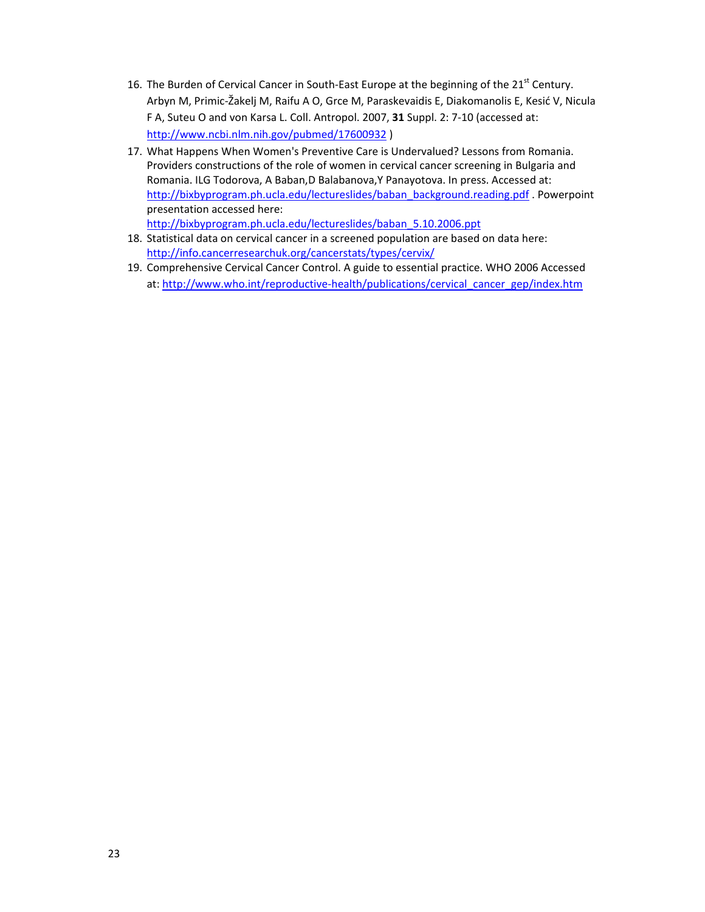16. The Burden of Cervical Cancer in South-East Europe at the beginning of the 21st Century. Arbyn M, Primic-Žakelj M, Raifu A O, Grce M, Paraskevaidis E, Diakomanolis E, Kesić V, Nicula F A, Suteu O and von Karsa L. Coll. Antropol. 2007, **31** Suppl. 2: 7-10 (accessed at: http://www.ncbi.nlm.nih.gov/pubmed/17600932 )
17. What Happens When Women's Preventive Care is Undervalued? Lessons from Romania. Providers constructions of the role of women in cervical cancer screening in Bulgaria and Romania. ILG Todorova, A Baban,D Balabanova,Y Panayotova. In press. Accessed at: http://bixbyprogram.ph.ucla.edu/lectureslides/baban_background.reading.pdf . Powerpoint presentation accessed here: http://bixbyprogram.ph.ucla.edu/lectureslides/baban_5.10.2006.ppt
18. Statistical data on cervical cancer in a screened population are based on data here: http://info.cancerresearchuk.org/cancerstats/types/cervix/
19. Comprehensive Cervical Cancer Control. A guide to essential practice. WHO 2006 Accessed at: http://www.who.int/reproductive-health/publications/cervical_cancer_gep/index.htm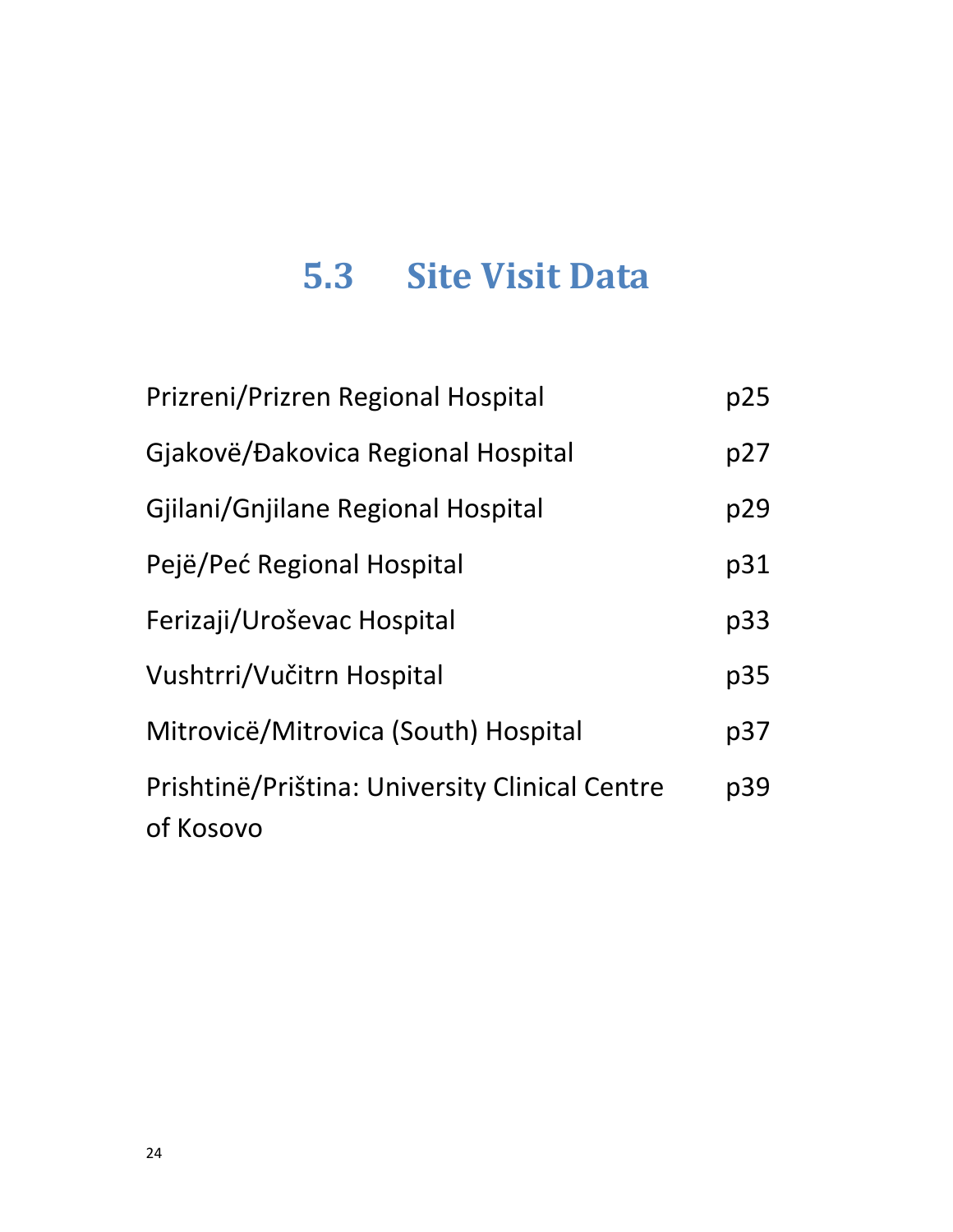## 5.3 Site Visit Data

| | |
|---|---|
| Prizreni/Prizren Regional Hospital | p25 |
| Gjakovë/Đakovica Regional Hospital | p27 |
| Gjilani/Gnjilane Regional Hospital | p29 |
| Pejë/Peć Regional Hospital | p31 |
| Ferizaji/Uroševac Hospital | p33 |
| Vushtrri/Vučitrn Hospital | p35 |
| Mitrovicë/Mitrovica (South) Hospital | p37 |
| Prishtinë/Priština: University Clinical Centre of Kosovo | p39 |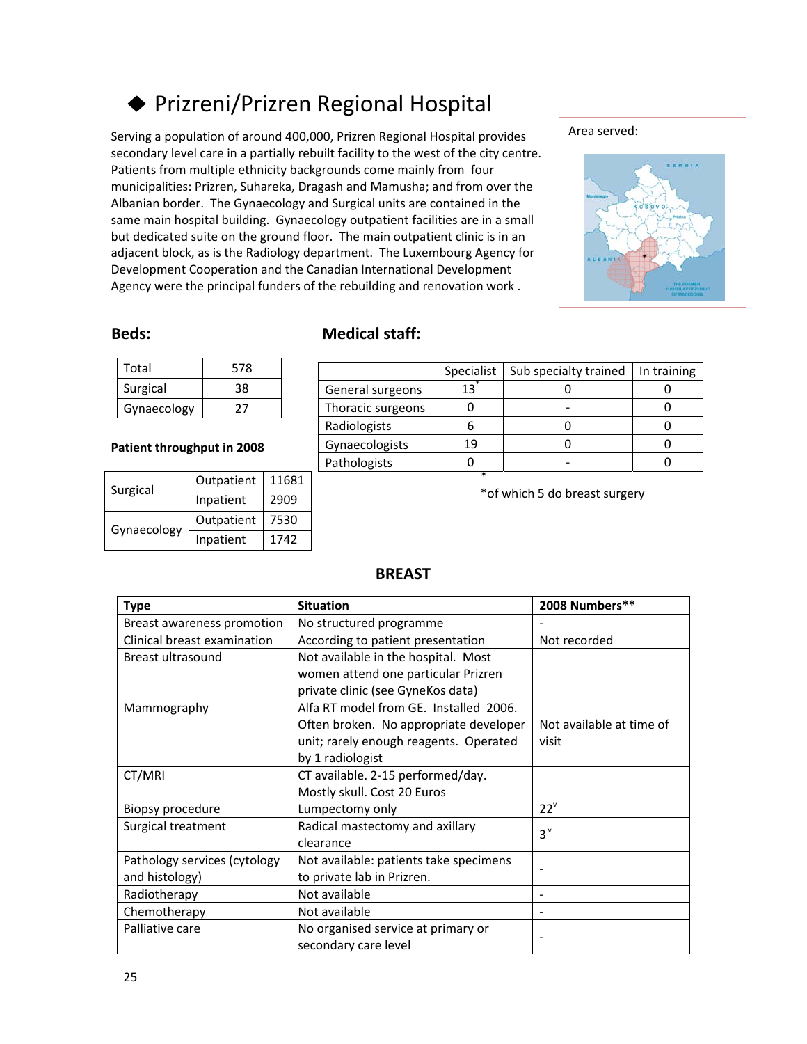# ◆ Prizreni/Prizren Regional Hospital

Serving a population of around 400,000, Prizren Regional Hospital provides secondary level care in a partially rebuilt facility to the west of the city centre. Patients from multiple ethnicity backgrounds come mainly from four municipalities: Prizren, Suhareka, Dragash and Mamusha; and from over the Albanian border. The Gynaecology and Surgical units are contained in the same main hospital building. Gynaecology outpatient facilities are in a small but dedicated suite on the ground floor. The main outpatient clinic is in an adjacent block, as is the Radiology department. The Luxembourg Agency for Development Cooperation and the Canadian International Development Agency were the principal funders of the rebuilding and renovation work .

Area served:

### Beds:

| Total | 578 |
|---|---|
| Surgical | 38 |
| Gynaecology | 27 |

**Patient throughput in 2008**

| | | |
|---|---|---|
| Surgical | Outpatient | 11681 |
| | Inpatient | 2909 |
| Gynaecology | Outpatient | 7530 |
| | Inpatient | 1742 |

### Medical staff:

| | Specialist | Sub specialty trained | In training |
|---|---|---|---|
| General surgeons | 13* | 0 | 0 |
| Thoracic surgeons | 0 | - | 0 |
| Radiologists | 6 | 0 | 0 |
| Gynaecologists | 19 | 0 | 0 |
| Pathologists | 0 | - | 0 |

*of which 5 do breast surgery

### BREAST

| Type | Situation | 2008 Numbers** |
|---|---|---|
| Breast awareness promotion | No structured programme | - |
| Clinical breast examination | According to patient presentation | Not recorded |
| Breast ultrasound | Not available in the hospital. Most women attend one particular Prizren private clinic (see GyneKos data) | |
| Mammography | Alfa RT model from GE. Installed 2006. Often broken. No appropriate developer unit; rarely enough reagents. Operated by 1 radiologist | Not available at time of visit |
| CT/MRI | CT available. 2-15 performed/day. Mostly skull. Cost 20 Euros | |
| Biopsy procedure | Lumpectomy only | 22[v] |
| Surgical treatment | Radical mastectomy and axillary clearance | 3[v] |
| Pathology services (cytology and histology) | Not available: patients take specimens to private lab in Prizren. | - |
| Radiotherapy | Not available | - |
| Chemotherapy | Not available | - |
| Palliative care | No organised service at primary or secondary care level | - |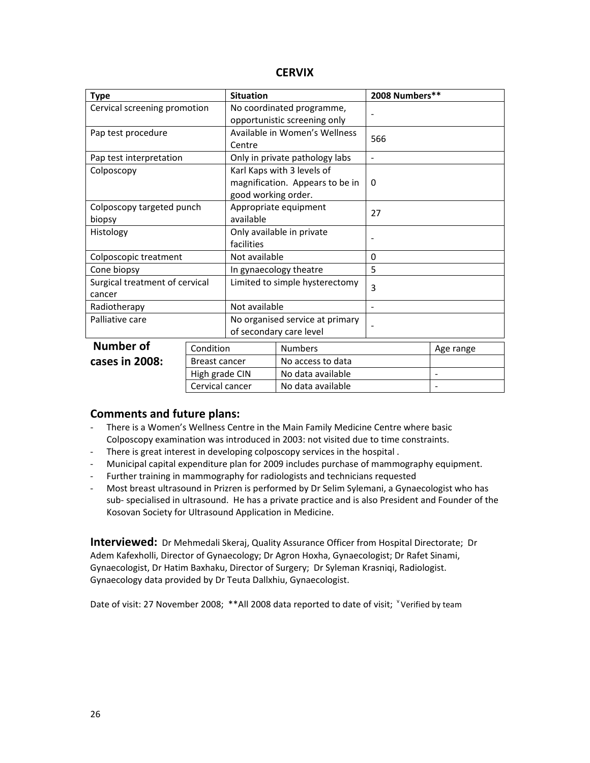# CERVIX

| Type | Situation | 2008 Numbers** |
|---|---|---|
| Cervical screening promotion | No coordinated programme, opportunistic screening only | - |
| Pap test procedure | Available in Women's Wellness Centre | 566 |
| Pap test interpretation | Only in private pathology labs | - |
| Colposcopy | Karl Kaps with 3 levels of magnification. Appears to be in good working order. | 0 |
| Colposcopy targeted punch biopsy | Appropriate equipment available | 27 |
| Histology | Only available in private facilities | - |
| Colposcopic treatment | Not available | 0 |
| Cone biopsy | In gynaecology theatre | 5 |
| Surgical treatment of cervical cancer | Limited to simple hysterectomy | 3 |
| Radiotherapy | Not available | - |
| Palliative care | No organised service at primary of secondary care level | - |

**Number of cases in 2008:**

| Condition | Numbers | Age range |
|---|---|---|
| Breast cancer | No access to data | |
| High grade CIN | No data available | - |
| Cervical cancer | No data available | - |

## Comments and future plans:

- There is a Women's Wellness Centre in the Main Family Medicine Centre where basic Colposcopy examination was introduced in 2003: not visited due to time constraints.
- There is great interest in developing colposcopy services in the hospital .
- Municipal capital expenditure plan for 2009 includes purchase of mammography equipment.
- Further training in mammography for radiologists and technicians requested
- Most breast ultrasound in Prizren is performed by Dr Selim Sylemani, a Gynaecologist who has sub- specialised in ultrasound. He has a private practice and is also President and Founder of the Kosovan Society for Ultrasound Application in Medicine.

**Interviewed:** Dr Mehmedali Skeraj, Quality Assurance Officer from Hospital Directorate; Dr Adem Kafexholli, Director of Gynaecology; Dr Agron Hoxha, Gynaecologist; Dr Rafet Sinami, Gynaecologist, Dr Hatim Baxhaku, Director of Surgery; Dr Syleman Krasniqi, Radiologist. Gynaecology data provided by Dr Teuta Dallxhiu, Gynaecologist.

Date of visit: 27 November 2008; **All 2008 data reported to date of visit; ᵛ Verified by team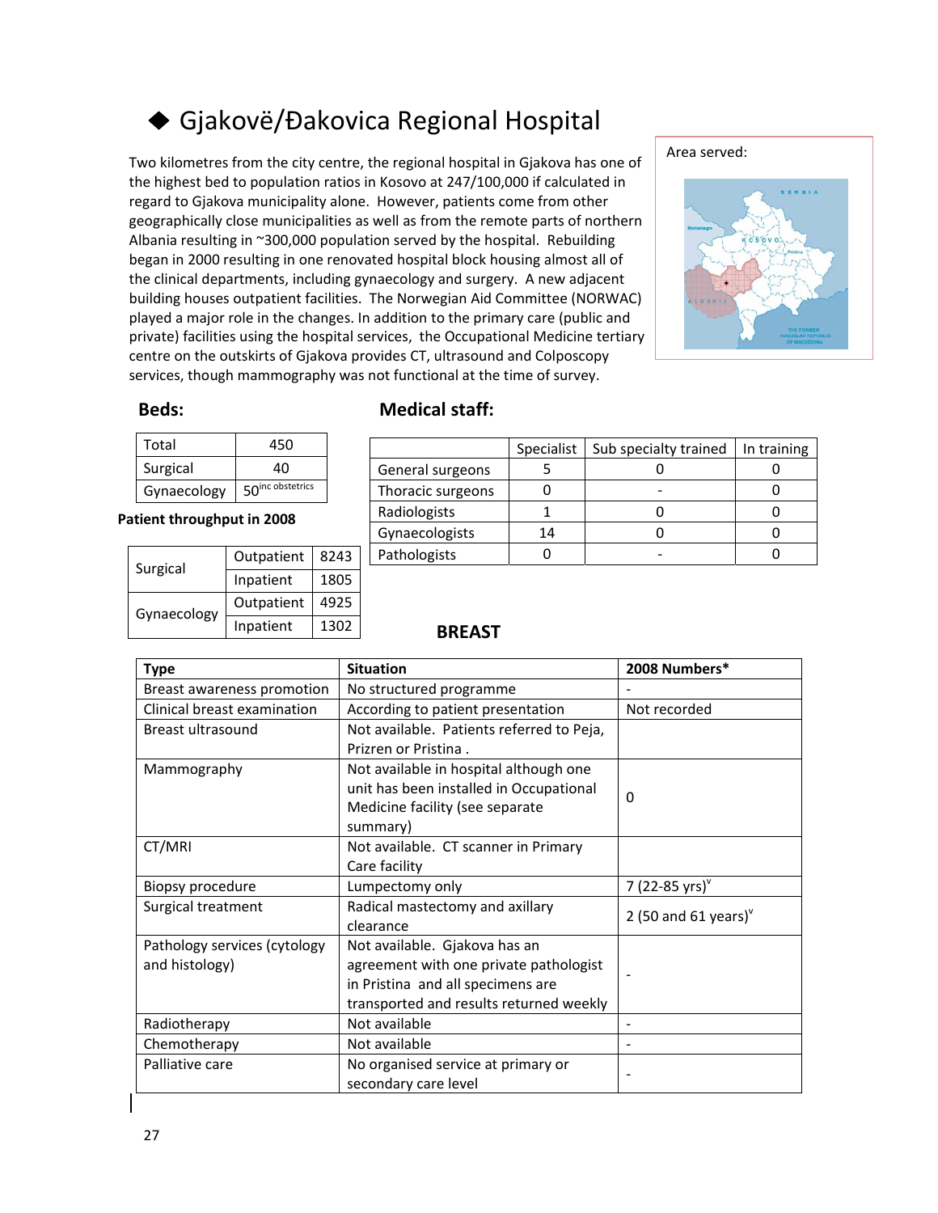# ◆ Gjakovë/Đakovica Regional Hospital

Two kilometres from the city centre, the regional hospital in Gjakova has one of the highest bed to population ratios in Kosovo at 247/100,000 if calculated in regard to Gjakova municipality alone. However, patients come from other geographically close municipalities as well as from the remote parts of northern Albania resulting in ~300,000 population served by the hospital. Rebuilding began in 2000 resulting in one renovated hospital block housing almost all of the clinical departments, including gynaecology and surgery. A new adjacent building houses outpatient facilities. The Norwegian Aid Committee (NORWAC) played a major role in the changes. In addition to the primary care (public and private) facilities using the hospital services, the Occupational Medicine tertiary centre on the outskirts of Gjakova provides CT, ultrasound and Colposcopy services, though mammography was not functional at the time of survey.

Area served:

### Beds:

| | |
|---|---|
| Total | 450 |
| Surgical | 40 |
| Gynaecology | 50[inc obstetrics] |

**Patient throughput in 2008**

| | | |
|---|---|---|
| Surgical | Outpatient | 8243 |
| | Inpatient | 1805 |
| Gynaecology | Outpatient | 4925 |
| | Inpatient | 1302 |

### Medical staff:

| | Specialist | Sub specialty trained | In training |
|---|---|---|---|
| General surgeons | 5 | 0 | 0 |
| Thoracic surgeons | 0 | - | 0 |
| Radiologists | 1 | 0 | 0 |
| Gynaecologists | 14 | 0 | 0 |
| Pathologists | 0 | - | 0 |

### BREAST

| Type | Situation | 2008 Numbers* |
|---|---|---|
| Breast awareness promotion | No structured programme | - |
| Clinical breast examination | According to patient presentation | Not recorded |
| Breast ultrasound | Not available. Patients referred to Peja, Prizren or Pristina . | |
| Mammography | Not available in hospital although one unit has been installed in Occupational Medicine facility (see separate summary) | 0 |
| CT/MRI | Not available. CT scanner in Primary Care facility | |
| Biopsy procedure | Lumpectomy only | 7 (22-85 yrs)[v] |
| Surgical treatment | Radical mastectomy and axillary clearance | 2 (50 and 61 years)[v] |
| Pathology services (cytology and histology) | Not available. Gjakova has an agreement with one private pathologist in Pristina and all specimens are transported and results returned weekly | - |
| Radiotherapy | Not available | - |
| Chemotherapy | Not available | - |
| Palliative care | No organised service at primary or secondary care level | - |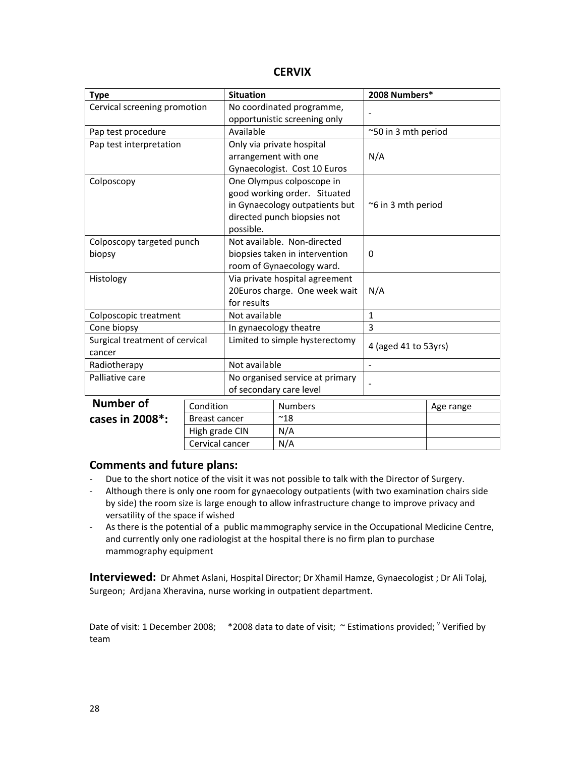## CERVIX

| Type | Situation | 2008 Numbers* |
|---|---|---|
| Cervical screening promotion | No coordinated programme, opportunistic screening only | - |
| Pap test procedure | Available | ~50 in 3 mth period |
| Pap test interpretation | Only via private hospital arrangement with one Gynaecologist. Cost 10 Euros | N/A |
| Colposcopy | One Olympus colposcope in good working order. Situated in Gynaecology outpatients but directed punch biopsies not possible. | ~6 in 3 mth period |
| Colposcopy targeted punch biopsy | Not available. Non-directed biopsies taken in intervention room of Gynaecology ward. | 0 |
| Histology | Via private hospital agreement 20Euros charge. One week wait for results | N/A |
| Colposcopic treatment | Not available | 1 |
| Cone biopsy | In gynaecology theatre | 3 |
| Surgical treatment of cervical cancer | Limited to simple hysterectomy | 4 (aged 41 to 53yrs) |
| Radiotherapy | Not available | - |
| Palliative care | No organised service at primary of secondary care level | - |

**Number of cases in 2008*:**

| Condition | Numbers | Age range |
|---|---|---|
| Breast cancer | ~18 | |
| High grade CIN | N/A | |
| Cervical cancer | N/A | |

### Comments and future plans:

- Due to the short notice of the visit it was not possible to talk with the Director of Surgery.
- Although there is only one room for gynaecology outpatients (with two examination chairs side by side) the room size is large enough to allow infrastructure change to improve privacy and versatility of the space if wished
- As there is the potential of a public mammography service in the Occupational Medicine Centre, and currently only one radiologist at the hospital there is no firm plan to purchase mammography equipment

**Interviewed:** Dr Ahmet Aslani, Hospital Director; Dr Xhamil Hamze, Gynaecologist ; Dr Ali Tolaj, Surgeon; Ardjana Xheravina, nurse working in outpatient department.

Date of visit: 1 December 2008; *2008 data to date of visit; ~ Estimations provided; [v] Verified by team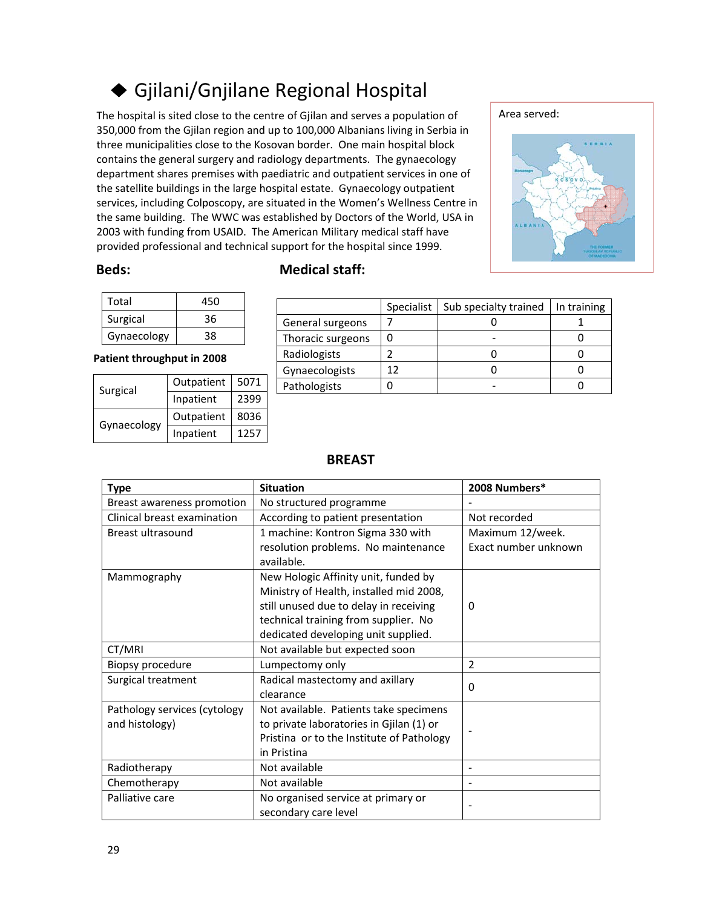## ◆ Gjilani/Gnjilane Regional Hospital

The hospital is sited close to the centre of Gjilan and serves a population of 350,000 from the Gjilan region and up to 100,000 Albanians living in Serbia in three municipalities close to the Kosovan border. One main hospital block contains the general surgery and radiology departments. The gynaecology department shares premises with paediatric and outpatient services in one of the satellite buildings in the large hospital estate. Gynaecology outpatient services, including Colposcopy, are situated in the Women's Wellness Centre in the same building. The WWC was established by Doctors of the World, USA in 2003 with funding from USAID. The American Military medical staff have provided professional and technical support for the hospital since 1999.

Area served:

### Beds:

| Total | 450 |
|---|---|
| Surgical | 36 |
| Gynaecology | 38 |

**Patient throughput in 2008**

| | | |
|---|---|---|
| Surgical | Outpatient | 5071 |
| | Inpatient | 2399 |
| Gynaecology | Outpatient | 8036 |
| | Inpatient | 1257 |

### Medical staff:

| | Specialist | Sub specialty trained | In training |
|---|---|---|---|
| General surgeons | 7 | 0 | 1 |
| Thoracic surgeons | 0 | - | 0 |
| Radiologists | 2 | 0 | 0 |
| Gynaecologists | 12 | 0 | 0 |
| Pathologists | 0 | - | 0 |

### BREAST

| Type | Situation | 2008 Numbers* |
|---|---|---|
| Breast awareness promotion | No structured programme | - |
| Clinical breast examination | According to patient presentation | Not recorded |
| Breast ultrasound | 1 machine: Kontron Sigma 330 with resolution problems. No maintenance available. | Maximum 12/week. Exact number unknown |
| Mammography | New Hologic Affinity unit, funded by Ministry of Health, installed mid 2008, still unused due to delay in receiving technical training from supplier. No dedicated developing unit supplied. | 0 |
| CT/MRI | Not available but expected soon | |
| Biopsy procedure | Lumpectomy only | 2 |
| Surgical treatment | Radical mastectomy and axillary clearance | 0 |
| Pathology services (cytology and histology) | Not available. Patients take specimens to private laboratories in Gjilan (1) or Pristina or to the Institute of Pathology in Pristina | - |
| Radiotherapy | Not available | - |
| Chemotherapy | Not available | - |
| Palliative care | No organised service at primary or secondary care level | - |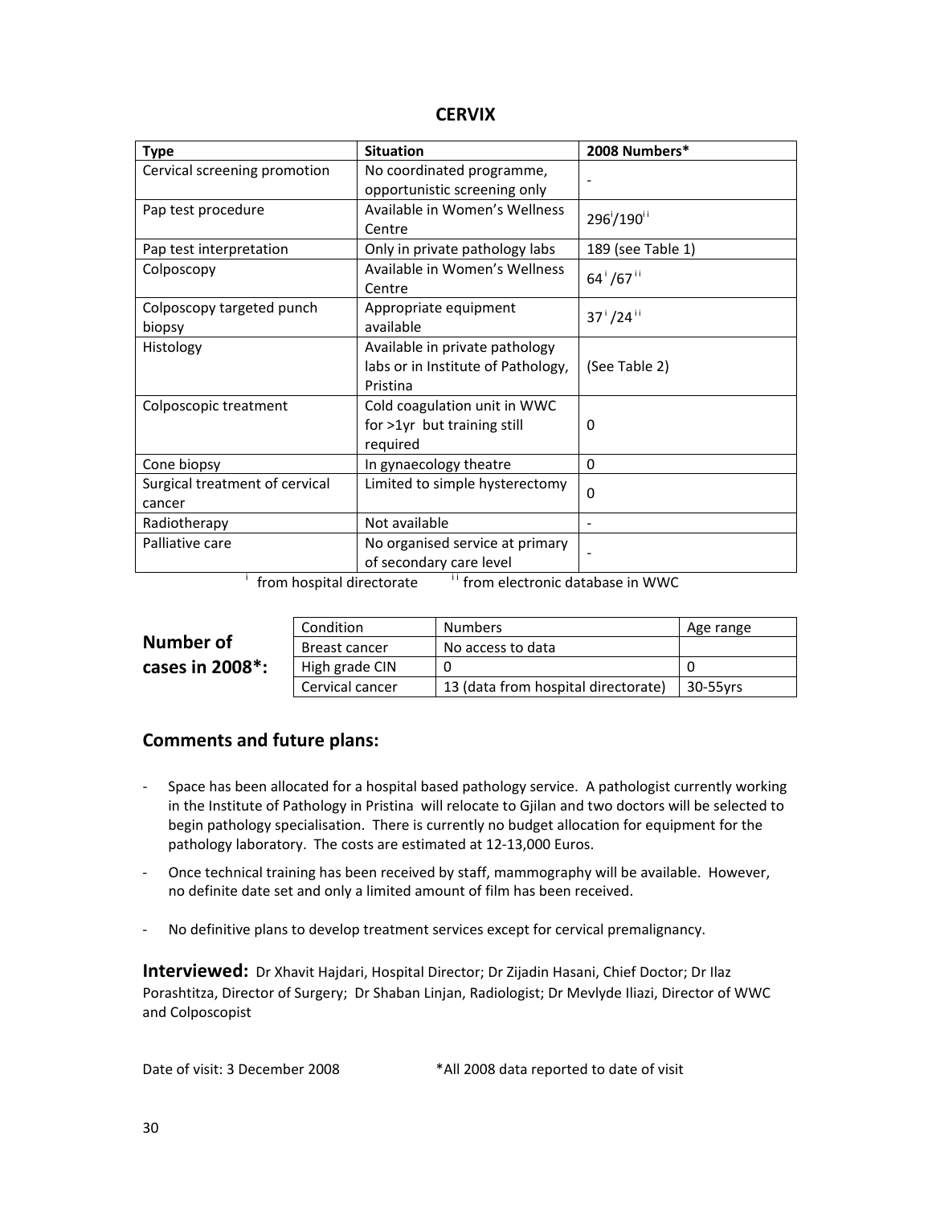## CERVIX

| Type | Situation | 2008 Numbers* |
|---|---|---|
| Cervical screening promotion | No coordinated programme, opportunistic screening only | - |
| Pap test procedure | Available in Women's Wellness Centre | 296[i]/190[ii] |
| Pap test interpretation | Only in private pathology labs | 189 (see Table 1) |
| Colposcopy | Available in Women's Wellness Centre | 64[i]/67[ii] |
| Colposcopy targeted punch biopsy | Appropriate equipment available | 37[i]/24[ii] |
| Histology | Available in private pathology labs or in Institute of Pathology, Pristina | (See Table 2) |
| Colposcopic treatment | Cold coagulation unit in WWC for >1yr but training still required | 0 |
| Cone biopsy | In gynaecology theatre | 0 |
| Surgical treatment of cervical cancer | Limited to simple hysterectomy | 0 |
| Radiotherapy | Not available | - |
| Palliative care | No organised service at primary of secondary care level | - |

[i] from hospital directorate [ii] from electronic database in WWC

**Number of cases in 2008*:**

| Condition | Numbers | Age range |
|---|---|---|
| Breast cancer | No access to data | |
| High grade CIN | 0 | 0 |
| Cervical cancer | 13 (data from hospital directorate) | 30-55yrs |

## Comments and future plans:

- Space has been allocated for a hospital based pathology service. A pathologist currently working in the Institute of Pathology in Pristina will relocate to Gjilan and two doctors will be selected to begin pathology specialisation. There is currently no budget allocation for equipment for the pathology laboratory. The costs are estimated at 12-13,000 Euros.
- Once technical training has been received by staff, mammography will be available. However, no definite date set and only a limited amount of film has been received.
- No definitive plans to develop treatment services except for cervical premalignancy.

**Interviewed:** Dr Xhavit Hajdari, Hospital Director; Dr Zijadin Hasani, Chief Doctor; Dr Ilaz Porashtitza, Director of Surgery; Dr Shaban Linjan, Radiologist; Dr Mevlyde Iliazi, Director of WWC and Colposcopist

Date of visit: 3 December 2008 *All 2008 data reported to date of visit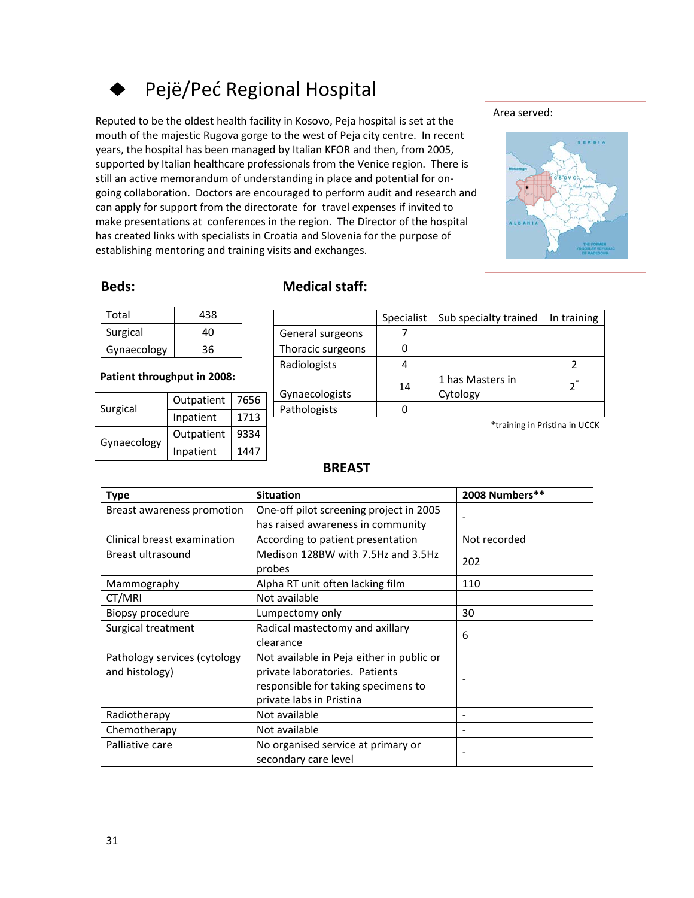# ◆ Pejë/Peć Regional Hospital

Reputed to be the oldest health facility in Kosovo, Peja hospital is set at the mouth of the majestic Rugova gorge to the west of Peja city centre. In recent years, the hospital has been managed by Italian KFOR and then, from 2005, supported by Italian healthcare professionals from the Venice region. There is still an active memorandum of understanding in place and potential for on-going collaboration. Doctors are encouraged to perform audit and research and can apply for support from the directorate for travel expenses if invited to make presentations at conferences in the region. The Director of the hospital has created links with specialists in Croatia and Slovenia for the purpose of establishing mentoring and training visits and exchanges.

Area served:

## Beds:

| | |
|---|---|
| Total | 438 |
| Surgical | 40 |
| Gynaecology | 36 |

**Patient throughput in 2008:**

| | | |
|---|---|---|
| Surgical | Outpatient | 7656 |
| | Inpatient | 1713 |
| Gynaecology | Outpatient | 9334 |
| | Inpatient | 1447 |

## Medical staff:

| | Specialist | Sub specialty trained | In training |
|---|---|---|---|
| General surgeons | 7 | | |
| Thoracic surgeons | 0 | | |
| Radiologists | 4 | | 2 |
| Gynaecologists | 14 | 1 has Masters in Cytology | 2* |
| Pathologists | 0 | | |

*training in Pristina in UCCK

## BREAST

| Type | Situation | 2008 Numbers** |
|---|---|---|
| Breast awareness promotion | One-off pilot screening project in 2005 has raised awareness in community | - |
| Clinical breast examination | According to patient presentation | Not recorded |
| Breast ultrasound | Medison 128BW with 7.5Hz and 3.5Hz probes | 202 |
| Mammography | Alpha RT unit often lacking film | 110 |
| CT/MRI | Not available | |
| Biopsy procedure | Lumpectomy only | 30 |
| Surgical treatment | Radical mastectomy and axillary clearance | 6 |
| Pathology services (cytology and histology) | Not available in Peja either in public or private laboratories. Patients responsible for taking specimens to private labs in Pristina | - |
| Radiotherapy | Not available | - |
| Chemotherapy | Not available | - |
| Palliative care | No organised service at primary or secondary care level | - |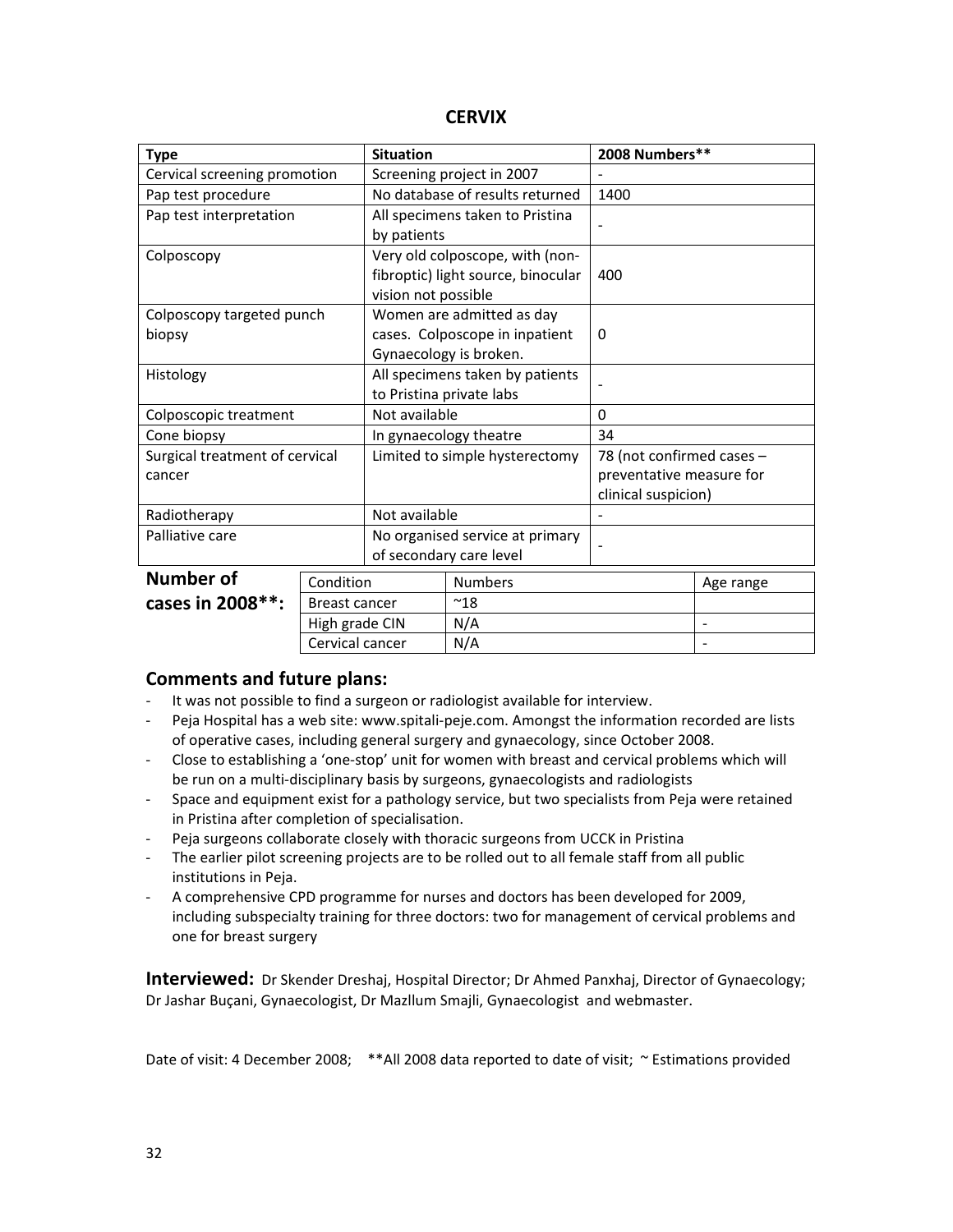# CERVIX

| Type | Situation | 2008 Numbers** |
|---|---|---|
| Cervical screening promotion | Screening project in 2007 | - |
| Pap test procedure | No database of results returned | 1400 |
| Pap test interpretation | All specimens taken to Pristina by patients | - |
| Colposcopy | Very old colposcope, with (non-fibroptic) light source, binocular vision not possible | 400 |
| Colposcopy targeted punch biopsy | Women are admitted as day cases. Colposcope in inpatient Gynaecology is broken. | 0 |
| Histology | All specimens taken by patients to Pristina private labs | - |
| Colposcopic treatment | Not available | 0 |
| Cone biopsy | In gynaecology theatre | 34 |
| Surgical treatment of cervical cancer | Limited to simple hysterectomy | 78 (not confirmed cases – preventative measure for clinical suspicion) |
| Radiotherapy | Not available | - |
| Palliative care | No organised service at primary of secondary care level | - |

**Number of cases in 2008**:**

| Condition | Numbers | Age range |
|---|---|---|
| Breast cancer | ~18 | |
| High grade CIN | N/A | - |
| Cervical cancer | N/A | - |

## Comments and future plans:

- It was not possible to find a surgeon or radiologist available for interview.
- Peja Hospital has a web site: www.spitali-peje.com. Amongst the information recorded are lists of operative cases, including general surgery and gynaecology, since October 2008.
- Close to establishing a 'one-stop' unit for women with breast and cervical problems which will be run on a multi-disciplinary basis by surgeons, gynaecologists and radiologists
- Space and equipment exist for a pathology service, but two specialists from Peja were retained in Pristina after completion of specialisation.
- Peja surgeons collaborate closely with thoracic surgeons from UCCK in Pristina
- The earlier pilot screening projects are to be rolled out to all female staff from all public institutions in Peja.
- A comprehensive CPD programme for nurses and doctors has been developed for 2009, including subspecialty training for three doctors: two for management of cervical problems and one for breast surgery

**Interviewed:** Dr Skender Dreshaj, Hospital Director; Dr Ahmed Panxhaj, Director of Gynaecology; Dr Jashar Buçani, Gynaecologist, Dr Mazllum Smajli, Gynaecologist and webmaster.

Date of visit: 4 December 2008; **All 2008 data reported to date of visit; ~ Estimations provided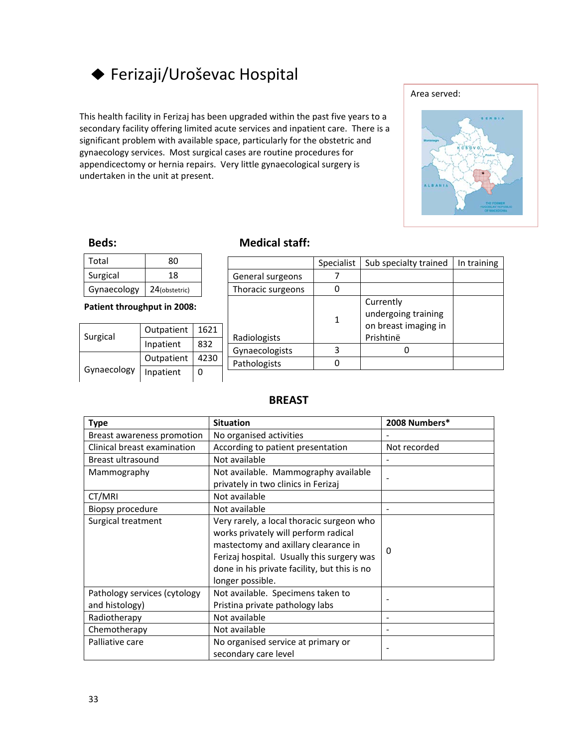# ◆ Ferizaji/Uroševac Hospital

Area served:

This health facility in Ferizaj has been upgraded within the past five years to a secondary facility offering limited acute services and inpatient care. There is a significant problem with available space, particularly for the obstetric and gynaecology services. Most surgical cases are routine procedures for appendicectomy or hernia repairs. Very little gynaecological surgery is undertaken in the unit at present.

### Beds:

| Total | 80 |
|---|---|
| Surgical | 18 |
| Gynaecology | 24(obstetric) |

**Patient throughput in 2008:**

| | | |
|---|---|---|
| Surgical | Outpatient | 1621 |
| | Inpatient | 832 |
| Gynaecology | Outpatient | 4230 |
| | Inpatient | 0 |

### Medical staff:

| | Specialist | Sub specialty trained | In training |
|---|---|---|---|
| General surgeons | 7 | | |
| Thoracic surgeons | 0 | | |
| Radiologists | 1 | Currently undergoing training on breast imaging in Prishtinë | |
| Gynaecologists | 3 | 0 | |
| Pathologists | 0 | | |

## BREAST

| Type | Situation | 2008 Numbers* |
|---|---|---|
| Breast awareness promotion | No organised activities | - |
| Clinical breast examination | According to patient presentation | Not recorded |
| Breast ultrasound | Not available | - |
| Mammography | Not available. Mammography available privately in two clinics in Ferizaj | - |
| CT/MRI | Not available | |
| Biopsy procedure | Not available | - |
| Surgical treatment | Very rarely, a local thoracic surgeon who works privately will perform radical mastectomy and axillary clearance in Ferizaj hospital. Usually this surgery was done in his private facility, but this is no longer possible. | 0 |
| Pathology services (cytology and histology) | Not available. Specimens taken to Pristina private pathology labs | - |
| Radiotherapy | Not available | - |
| Chemotherapy | Not available | - |
| Palliative care | No organised service at primary or secondary care level | - |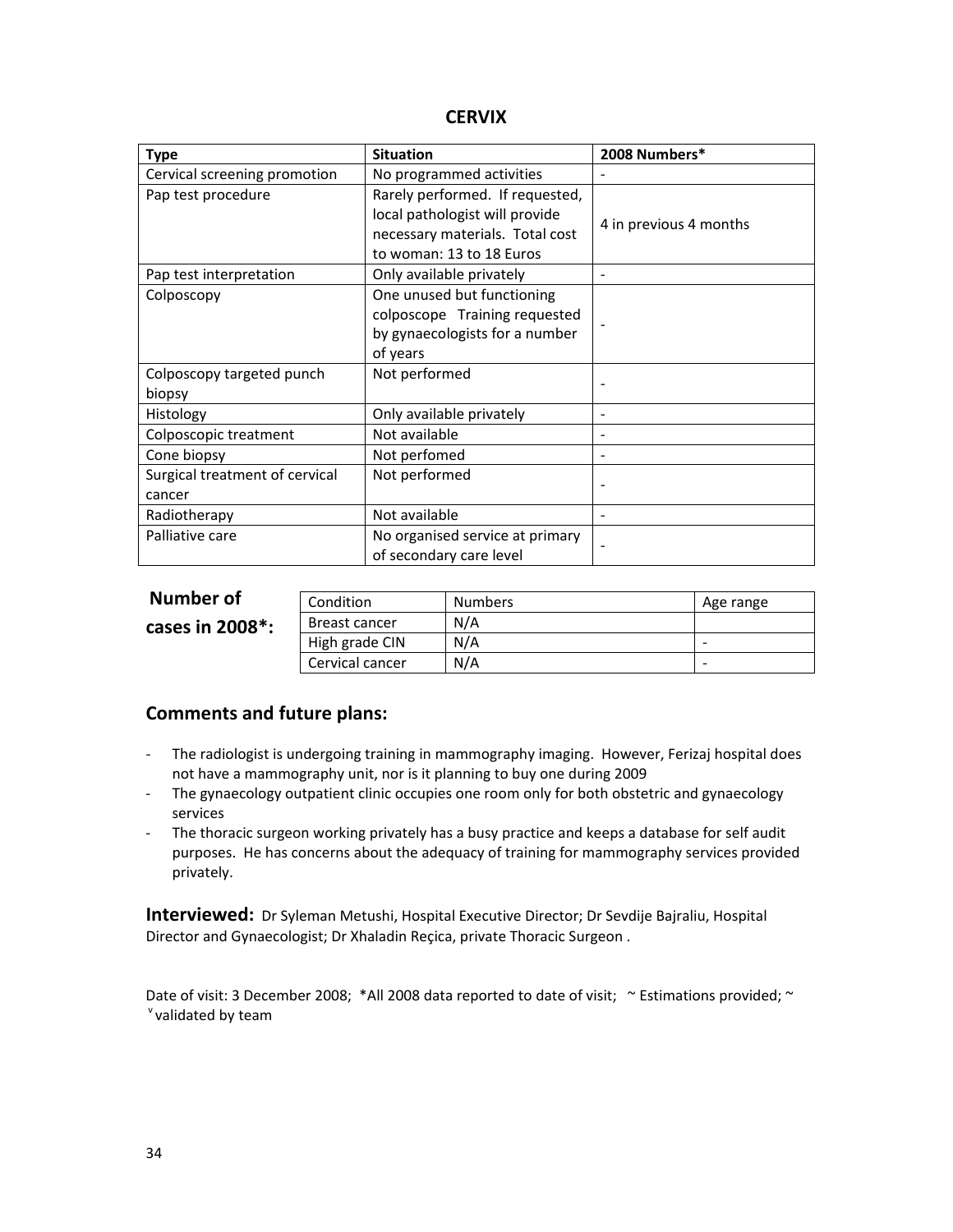## CERVIX

| Type | Situation | 2008 Numbers* |
|---|---|---|
| Cervical screening promotion | No programmed activities | - |
| Pap test procedure | Rarely performed. If requested, local pathologist will provide necessary materials. Total cost to woman: 13 to 18 Euros | 4 in previous 4 months |
| Pap test interpretation | Only available privately | - |
| Colposcopy | One unused but functioning colposcope Training requested by gynaecologists for a number of years | - |
| Colposcopy targeted punch biopsy | Not performed | - |
| Histology | Only available privately | - |
| Colposcopic treatment | Not available | - |
| Cone biopsy | Not perfomed | - |
| Surgical treatment of cervical cancer | Not performed | - |
| Radiotherapy | Not available | - |
| Palliative care | No organised service at primary of secondary care level | - |

**Number of cases in 2008*:**

| Condition | Numbers | Age range |
|---|---|---|
| Breast cancer | N/A | |
| High grade CIN | N/A | - |
| Cervical cancer | N/A | - |

## Comments and future plans:

- The radiologist is undergoing training in mammography imaging. However, Ferizaj hospital does not have a mammography unit, nor is it planning to buy one during 2009
- The gynaecology outpatient clinic occupies one room only for both obstetric and gynaecology services
- The thoracic surgeon working privately has a busy practice and keeps a database for self audit purposes. He has concerns about the adequacy of training for mammography services provided privately.

**Interviewed:** Dr Syleman Metushi, Hospital Executive Director; Dr Sevdije Bajraliu, Hospital Director and Gynaecologist; Dr Xhaladin Reçica, private Thoracic Surgeon .

Date of visit: 3 December 2008; *All 2008 data reported to date of visit; ~ Estimations provided; ~ ᵛ validated by team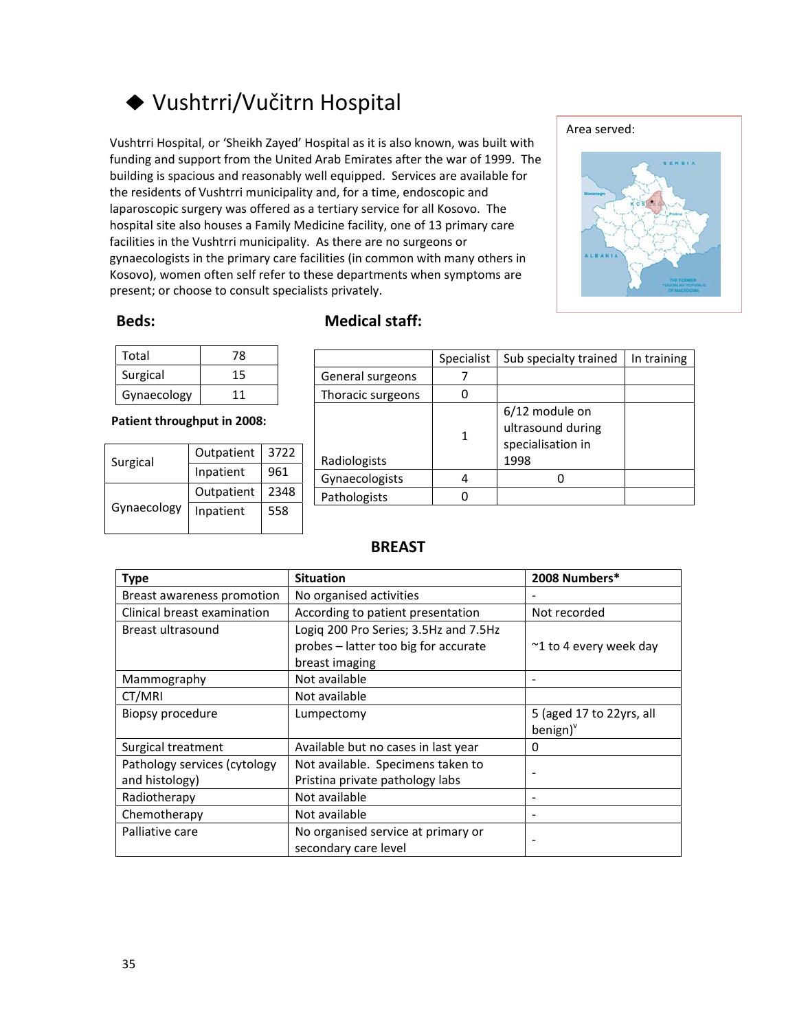# ◆ Vushtrri/Vučitrn Hospital

Vushtrri Hospital, or 'Sheikh Zayed' Hospital as it is also known, was built with funding and support from the United Arab Emirates after the war of 1999. The building is spacious and reasonably well equipped. Services are available for the residents of Vushtrri municipality and, for a time, endoscopic and laparoscopic surgery was offered as a tertiary service for all Kosovo. The hospital site also houses a Family Medicine facility, one of 13 primary care facilities in the Vushtrri municipality. As there are no surgeons or gynaecologists in the primary care facilities (in common with many others in Kosovo), women often self refer to these departments when symptoms are present; or choose to consult specialists privately.

Area served:

## Beds:

| Total | 78 |
|---|---|
| Surgical | 15 |
| Gynaecology | 11 |

**Patient throughput in 2008:**

| | | |
|---|---|---|
| Surgical | Outpatient | 3722 |
| | Inpatient | 961 |
| Gynaecology | Outpatient | 2348 |
| | Inpatient | 558 |

## Medical staff:

| | Specialist | Sub specialty trained | In training |
|---|---|---|---|
| General surgeons | 7 | | |
| Thoracic surgeons | 0 | | |
| Radiologists | 1 | 6/12 module on ultrasound during specialisation in 1998 | |
| Gynaecologists | 4 | 0 | |
| Pathologists | 0 | | |

## BREAST

| Type | Situation | 2008 Numbers* |
|---|---|---|
| Breast awareness promotion | No organised activities | - |
| Clinical breast examination | According to patient presentation | Not recorded |
| Breast ultrasound | Logiq 200 Pro Series; 3.5Hz and 7.5Hz probes – latter too big for accurate breast imaging | ~1 to 4 every week day |
| Mammography | Not available | - |
| CT/MRI | Not available | |
| Biopsy procedure | Lumpectomy | 5 (aged 17 to 22yrs, all benign)[v] |
| Surgical treatment | Available but no cases in last year | 0 |
| Pathology services (cytology and histology) | Not available. Specimens taken to Pristina private pathology labs | - |
| Radiotherapy | Not available | - |
| Chemotherapy | Not available | - |
| Palliative care | No organised service at primary or secondary care level | - |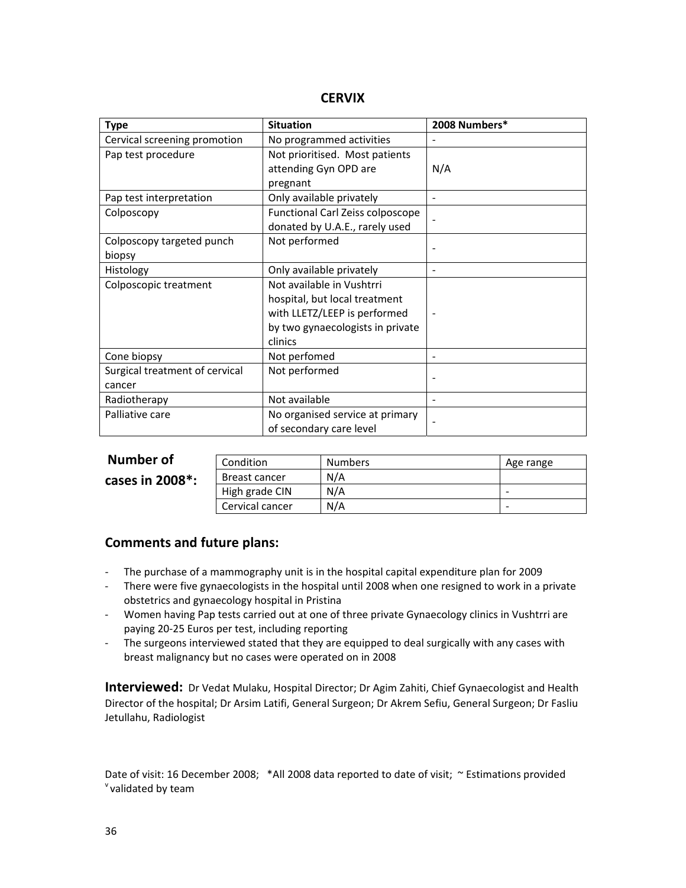## CERVIX

| Type | Situation | 2008 Numbers* |
|---|---|---|
| Cervical screening promotion | No programmed activities | - |
| Pap test procedure | Not prioritised. Most patients attending Gyn OPD are pregnant | N/A |
| Pap test interpretation | Only available privately | - |
| Colposcopy | Functional Carl Zeiss colposcope donated by U.A.E., rarely used | - |
| Colposcopy targeted punch biopsy | Not performed | - |
| Histology | Only available privately | - |
| Colposcopic treatment | Not available in Vushtrri hospital, but local treatment with LLETZ/LEEP is performed by two gynaecologists in private clinics | - |
| Cone biopsy | Not perfomed | - |
| Surgical treatment of cervical cancer | Not performed | - |
| Radiotherapy | Not available | - |
| Palliative care | No organised service at primary of secondary care level | - |

**Number of cases in 2008*:**

| Condition | Numbers | Age range |
|---|---|---|
| Breast cancer | N/A | |
| High grade CIN | N/A | - |
| Cervical cancer | N/A | - |

## Comments and future plans:

- The purchase of a mammography unit is in the hospital capital expenditure plan for 2009
- There were five gynaecologists in the hospital until 2008 when one resigned to work in a private obstetrics and gynaecology hospital in Pristina
- Women having Pap tests carried out at one of three private Gynaecology clinics in Vushtrri are paying 20-25 Euros per test, including reporting
- The surgeons interviewed stated that they are equipped to deal surgically with any cases with breast malignancy but no cases were operated on in 2008

**Interviewed:** Dr Vedat Mulaku, Hospital Director; Dr Agim Zahiti, Chief Gynaecologist and Health Director of the hospital; Dr Arsim Latifi, General Surgeon; Dr Akrem Sefiu, General Surgeon; Dr Fasliu Jetullahu, Radiologist

Date of visit: 16 December 2008; *All 2008 data reported to date of visit; ~ Estimations provided
[v] validated by team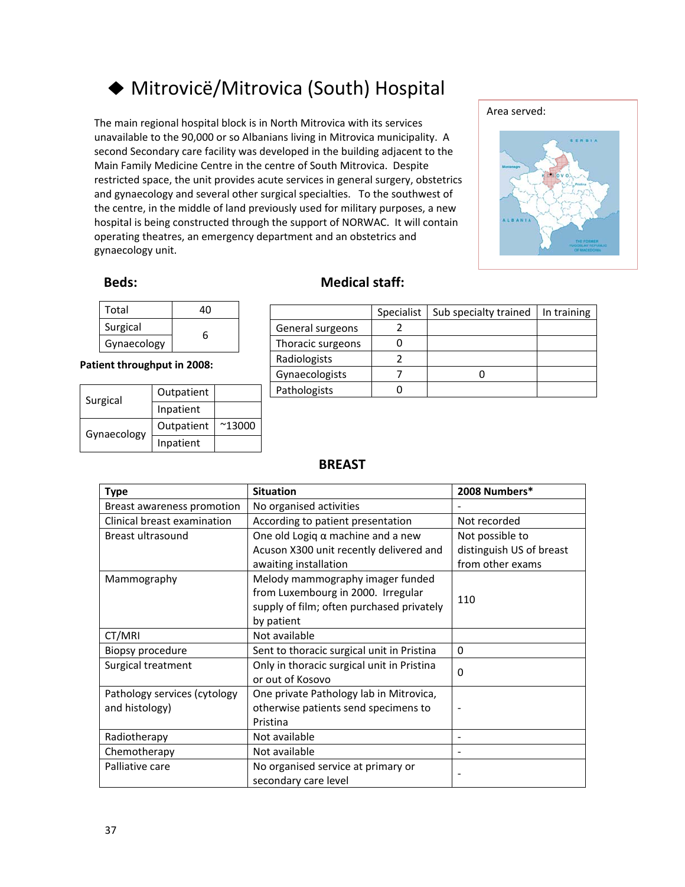## ◆ Mitrovicë/Mitrovica (South) Hospital

The main regional hospital block is in North Mitrovica with its services unavailable to the 90,000 or so Albanians living in Mitrovica municipality. A second Secondary care facility was developed in the building adjacent to the Main Family Medicine Centre in the centre of South Mitrovica. Despite restricted space, the unit provides acute services in general surgery, obstetrics and gynaecology and several other surgical specialties. To the southwest of the centre, in the middle of land previously used for military purposes, a new hospital is being constructed through the support of NORWAC. It will contain operating theatres, an emergency department and an obstetrics and gynaecology unit.

Area served:

### Beds:

| Total | 40 |
|---|---|
| Surgical | 6 |
| Gynaecology | |

**Patient throughput in 2008:**

| | | |
|---|---|---|
| Surgical | Outpatient | |
| | Inpatient | |
| Gynaecology | Outpatient | ~13000 |
| | Inpatient | |

### Medical staff:

| | Specialist | Sub specialty trained | In training |
|---|---|---|---|
| General surgeons | 2 | | |
| Thoracic surgeons | 0 | | |
| Radiologists | 2 | | |
| Gynaecologists | 7 | 0 | |
| Pathologists | 0 | | |

### BREAST

| Type | Situation | 2008 Numbers* |
|---|---|---|
| Breast awareness promotion | No organised activities | - |
| Clinical breast examination | According to patient presentation | Not recorded |
| Breast ultrasound | One old Logiq α machine and a new Acuson X300 unit recently delivered and awaiting installation | Not possible to distinguish US of breast from other exams |
| Mammography | Melody mammography imager funded from Luxembourg in 2000. Irregular supply of film; often purchased privately by patient | 110 |
| CT/MRI | Not available | |
| Biopsy procedure | Sent to thoracic surgical unit in Pristina | 0 |
| Surgical treatment | Only in thoracic surgical unit in Pristina or out of Kosovo | 0 |
| Pathology services (cytology and histology) | One private Pathology lab in Mitrovica, otherwise patients send specimens to Pristina | - |
| Radiotherapy | Not available | - |
| Chemotherapy | Not available | - |
| Palliative care | No organised service at primary or secondary care level | - |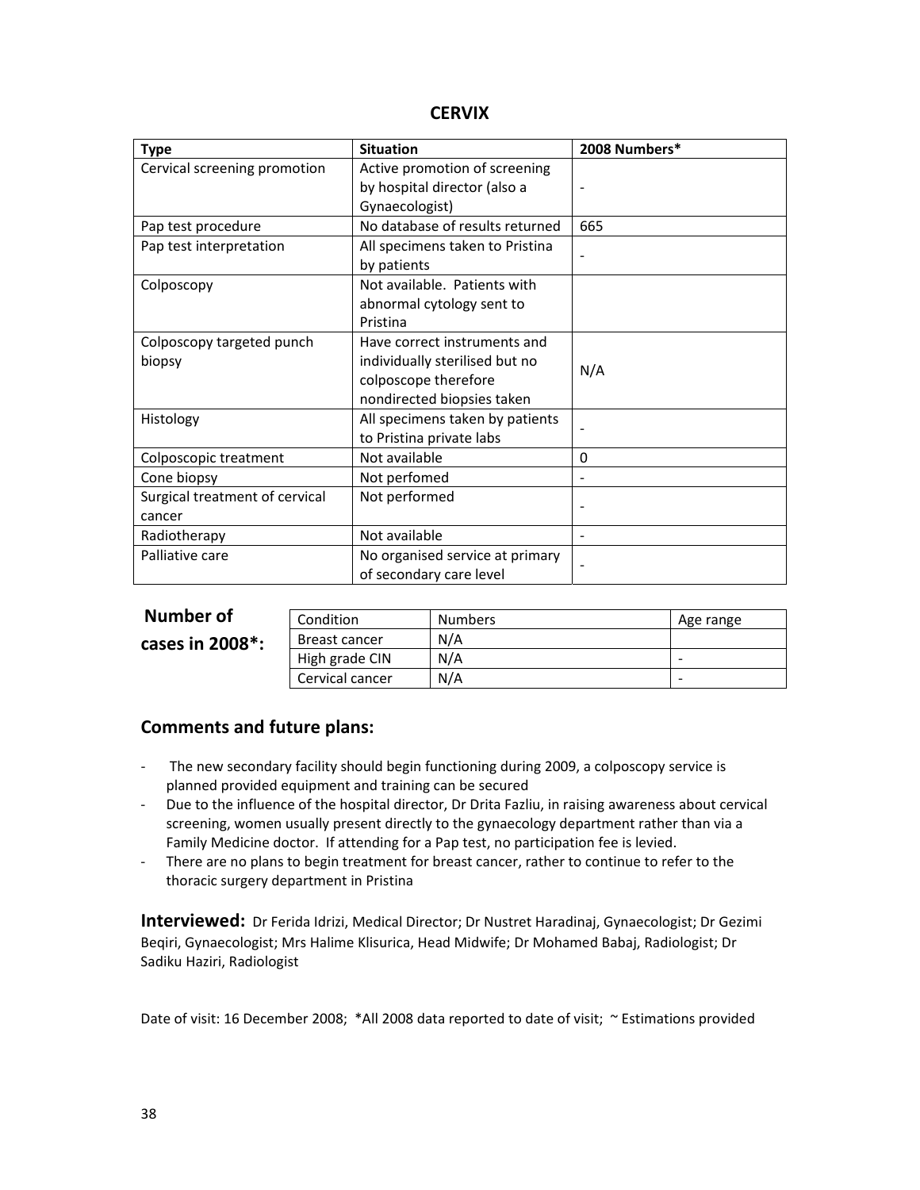## CERVIX

| Type | Situation | 2008 Numbers* |
|---|---|---|
| Cervical screening promotion | Active promotion of screening by hospital director (also a Gynaecologist) | - |
| Pap test procedure | No database of results returned | 665 |
| Pap test interpretation | All specimens taken to Pristina by patients | - |
| Colposcopy | Not available. Patients with abnormal cytology sent to Pristina | |
| Colposcopy targeted punch biopsy | Have correct instruments and individually sterilised but no colposcope therefore nondirected biopsies taken | N/A |
| Histology | All specimens taken by patients to Pristina private labs | - |
| Colposcopic treatment | Not available | 0 |
| Cone biopsy | Not perfomed | - |
| Surgical treatment of cervical cancer | Not performed | - |
| Radiotherapy | Not available | - |
| Palliative care | No organised service at primary of secondary care level | - |

**Number of cases in 2008*:**

| Condition | Numbers | Age range |
|---|---|---|
| Breast cancer | N/A | |
| High grade CIN | N/A | - |
| Cervical cancer | N/A | - |

## Comments and future plans:

- The new secondary facility should begin functioning during 2009, a colposcopy service is planned provided equipment and training can be secured
- Due to the influence of the hospital director, Dr Drita Fazliu, in raising awareness about cervical screening, women usually present directly to the gynaecology department rather than via a Family Medicine doctor. If attending for a Pap test, no participation fee is levied.
- There are no plans to begin treatment for breast cancer, rather to continue to refer to the thoracic surgery department in Pristina

**Interviewed:** Dr Ferida Idrizi, Medical Director; Dr Nustret Haradinaj, Gynaecologist; Dr Gezimi Beqiri, Gynaecologist; Mrs Halime Klisurica, Head Midwife; Dr Mohamed Babaj, Radiologist; Dr Sadiku Haziri, Radiologist

Date of visit: 16 December 2008; *All 2008 data reported to date of visit; ~ Estimations provided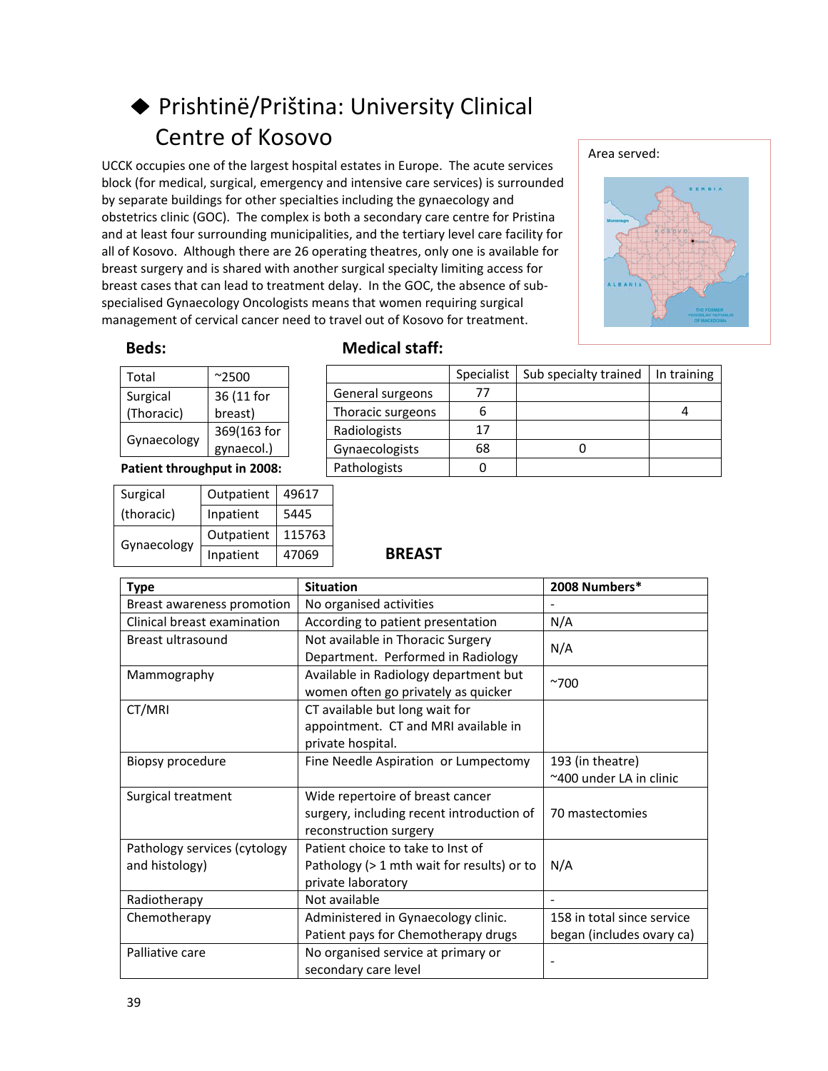## ◆ Prishtinë/Priština: University Clinical Centre of Kosovo

UCCK occupies one of the largest hospital estates in Europe. The acute services block (for medical, surgical, emergency and intensive care services) is surrounded by separate buildings for other specialties including the gynaecology and obstetrics clinic (GOC). The complex is both a secondary care centre for Pristina and at least four surrounding municipalities, and the tertiary level care facility for all of Kosovo. Although there are 26 operating theatres, only one is available for breast surgery and is shared with another surgical specialty limiting access for breast cases that can lead to treatment delay. In the GOC, the absence of sub-specialised Gynaecology Oncologists means that women requiring surgical management of cervical cancer need to travel out of Kosovo for treatment.

Area served:

### Beds:

| Total | ~2500 |
|---|---|
| Surgical (Thoracic) | 36 (11 for breast) |
| Gynaecology | 369(163 for gynaecol.) |

**Patient throughput in 2008:**

| | | |
|---|---|---|
| Surgical (thoracic) | Outpatient | 49617 |
| | Inpatient | 5445 |
| Gynaecology | Outpatient | 115763 |
| | Inpatient | 47069 |

### Medical staff:

| | Specialist | Sub specialty trained | In training |
|---|---|---|---|
| General surgeons | 77 | | |
| Thoracic surgeons | 6 | | 4 |
| Radiologists | 17 | | |
| Gynaecologists | 68 | 0 | |
| Pathologists | 0 | | |

### BREAST

| Type | Situation | 2008 Numbers* |
|---|---|---|
| Breast awareness promotion | No organised activities | - |
| Clinical breast examination | According to patient presentation | N/A |
| Breast ultrasound | Not available in Thoracic Surgery Department. Performed in Radiology | N/A |
| Mammography | Available in Radiology department but women often go privately as quicker | ~700 |
| CT/MRI | CT available but long wait for appointment. CT and MRI available in private hospital. | |
| Biopsy procedure | Fine Needle Aspiration or Lumpectomy | 193 (in theatre) ~400 under LA in clinic |
| Surgical treatment | Wide repertoire of breast cancer surgery, including recent introduction of reconstruction surgery | 70 mastectomies |
| Pathology services (cytology and histology) | Patient choice to take to Inst of Pathology (> 1 mth wait for results) or to private laboratory | N/A |
| Radiotherapy | Not available | - |
| Chemotherapy | Administered in Gynaecology clinic. Patient pays for Chemotherapy drugs | 158 in total since service began (includes ovary ca) |
| Palliative care | No organised service at primary or secondary care level | - |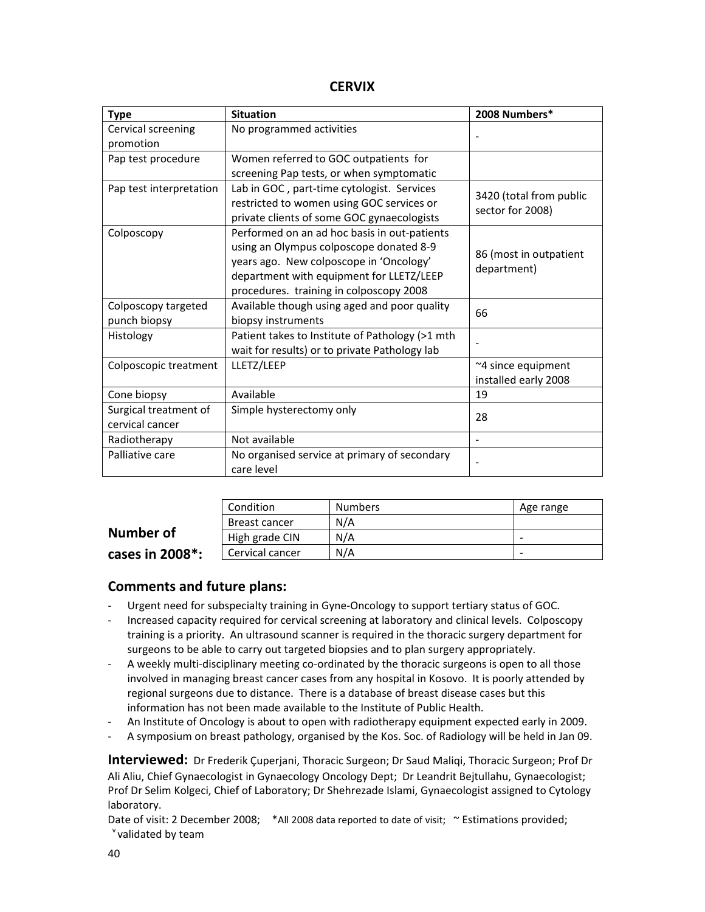## CERVIX

| Type | Situation | 2008 Numbers* |
|---|---|---|
| Cervical screening promotion | No programmed activities | - |
| Pap test procedure | Women referred to GOC outpatients for screening Pap tests, or when symptomatic | |
| Pap test interpretation | Lab in GOC , part-time cytologist. Services restricted to women using GOC services or private clients of some GOC gynaecologists | 3420 (total from public sector for 2008) |
| Colposcopy | Performed on an ad hoc basis in out-patients using an Olympus colposcope donated 8-9 years ago. New colposcope in 'Oncology' department with equipment for LLETZ/LEEP procedures. training in colposcopy 2008 | 86 (most in outpatient department) |
| Colposcopy targeted punch biopsy | Available though using aged and poor quality biopsy instruments | 66 |
| Histology | Patient takes to Institute of Pathology (>1 mth wait for results) or to private Pathology lab | - |
| Colposcopic treatment | LLETZ/LEEP | ~4 since equipment installed early 2008 |
| Cone biopsy | Available | 19 |
| Surgical treatment of cervical cancer | Simple hysterectomy only | 28 |
| Radiotherapy | Not available | - |
| Palliative care | No organised service at primary of secondary care level | - |

**Number of cases in 2008*:**

| Condition | Numbers | Age range |
|---|---|---|
| Breast cancer | N/A | |
| High grade CIN | N/A | - |
| Cervical cancer | N/A | - |

### Comments and future plans:

- Urgent need for subspecialty training in Gyne-Oncology to support tertiary status of GOC.
- Increased capacity required for cervical screening at laboratory and clinical levels. Colposcopy training is a priority. An ultrasound scanner is required in the thoracic surgery department for surgeons to be able to carry out targeted biopsies and to plan surgery appropriately.
- A weekly multi-disciplinary meeting co-ordinated by the thoracic surgeons is open to all those involved in managing breast cancer cases from any hospital in Kosovo. It is poorly attended by regional surgeons due to distance. There is a database of breast disease cases but this information has not been made available to the Institute of Public Health.
- An Institute of Oncology is about to open with radiotherapy equipment expected early in 2009.
- A symposium on breast pathology, organised by the Kos. Soc. of Radiology will be held in Jan 09.

**Interviewed:** Dr Frederik Çuperjani, Thoracic Surgeon; Dr Saud Maliqi, Thoracic Surgeon; Prof Dr Ali Aliu, Chief Gynaecologist in Gynaecology Oncology Dept; Dr Leandrit Bejtullahu, Gynaecologist; Prof Dr Selim Kolgeci, Chief of Laboratory; Dr Shehrezade Islami, Gynaecologist assigned to Cytology laboratory.

Date of visit: 2 December 2008; *All 2008 data reported to date of visit; ~ Estimations provided; [v] validated by team